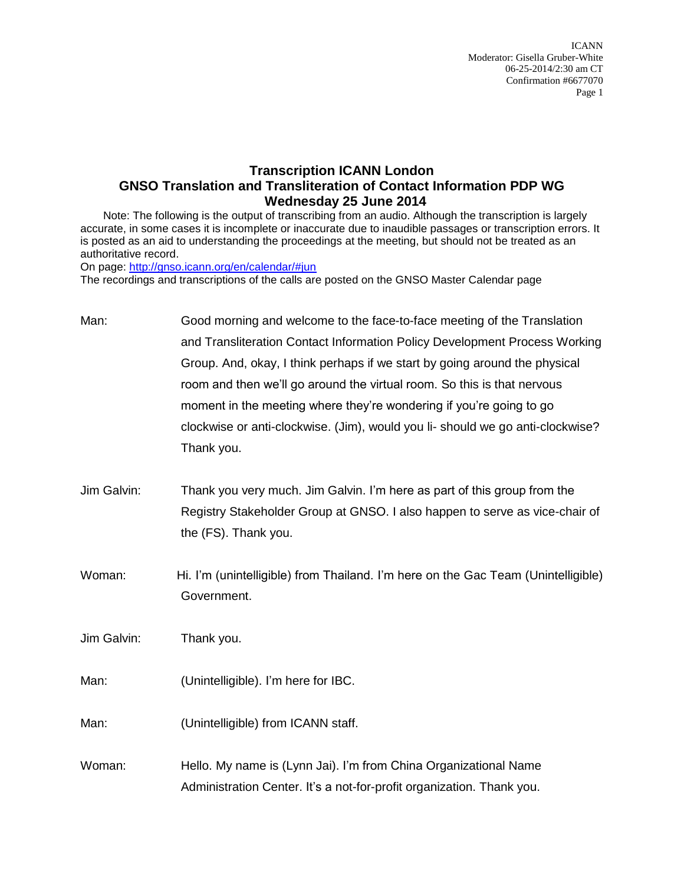# Transcription ICANN London
## GNSO Translation and Transliteration of Contact Information PDP WG
## Wednesday 25 June 2014

Note: The following is the output of transcribing from an audio. Although the transcription is largely accurate, in some cases it is incomplete or inaccurate due to inaudible passages or transcription errors. It is posted as an aid to understanding the proceedings at the meeting, but should not be treated as an authoritative record.

On page: http://gnso.icann.org/en/calendar/#jun

The recordings and transcriptions of the calls are posted on the GNSO Master Calendar page

Man: Good morning and welcome to the face-to-face meeting of the Translation and Transliteration Contact Information Policy Development Process Working Group. And, okay, I think perhaps if we start by going around the physical room and then we'll go around the virtual room. So this is that nervous moment in the meeting where they're wondering if you're going to go clockwise or anti-clockwise. (Jim), would you li- should we go anti-clockwise? Thank you.

Jim Galvin: Thank you very much. Jim Galvin. I'm here as part of this group from the Registry Stakeholder Group at GNSO. I also happen to serve as vice-chair of the (FS). Thank you.

Woman: Hi. I'm (unintelligible) from Thailand. I'm here on the Gac Team (Unintelligible) Government.

Jim Galvin: Thank you.

Man: (Unintelligible). I'm here for IBC.

Man: (Unintelligible) from ICANN staff.

Woman: Hello. My name is (Lynn Jai). I'm from China Organizational Name Administration Center. It's a not-for-profit organization. Thank you.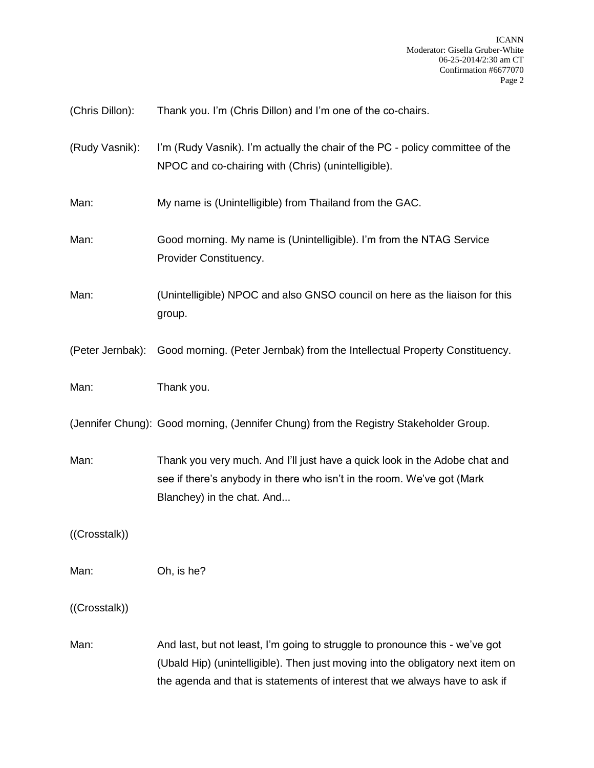(Chris Dillon): Thank you. I'm (Chris Dillon) and I'm one of the co-chairs.

(Rudy Vasnik): I'm (Rudy Vasnik). I'm actually the chair of the PC - policy committee of the NPOC and co-chairing with (Chris) (unintelligible).

Man: My name is (Unintelligible) from Thailand from the GAC.

Man: Good morning. My name is (Unintelligible). I'm from the NTAG Service Provider Constituency.

Man: (Unintelligible) NPOC and also GNSO council on here as the liaison for this group.

(Peter Jernbak): Good morning. (Peter Jernbak) from the Intellectual Property Constituency.

Man: Thank you.

(Jennifer Chung): Good morning, (Jennifer Chung) from the Registry Stakeholder Group.

Man: Thank you very much. And I'll just have a quick look in the Adobe chat and see if there's anybody in there who isn't in the room. We've got (Mark Blanchey) in the chat. And...

((Crosstalk))

Man: Oh, is he?

((Crosstalk))

Man: And last, but not least, I'm going to struggle to pronounce this - we've got (Ubald Hip) (unintelligible). Then just moving into the obligatory next item on the agenda and that is statements of interest that we always have to ask if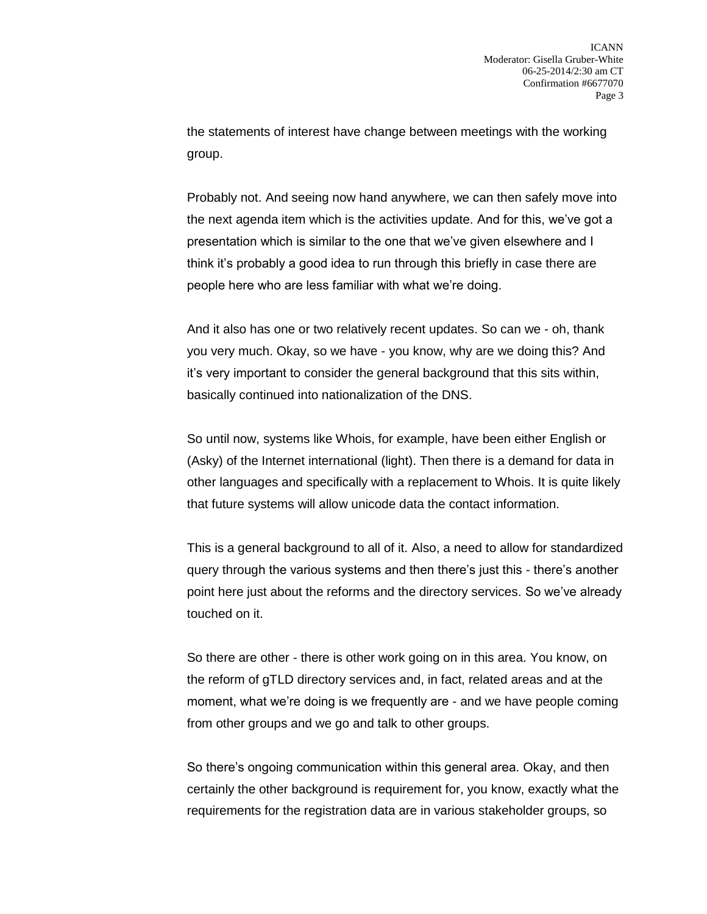the statements of interest have change between meetings with the working group.

Probably not. And seeing now hand anywhere, we can then safely move into the next agenda item which is the activities update. And for this, we've got a presentation which is similar to the one that we've given elsewhere and I think it's probably a good idea to run through this briefly in case there are people here who are less familiar with what we're doing.

And it also has one or two relatively recent updates. So can we - oh, thank you very much. Okay, so we have - you know, why are we doing this? And it's very important to consider the general background that this sits within, basically continued into nationalization of the DNS.

So until now, systems like Whois, for example, have been either English or (Asky) of the Internet international (light). Then there is a demand for data in other languages and specifically with a replacement to Whois. It is quite likely that future systems will allow unicode data the contact information.

This is a general background to all of it. Also, a need to allow for standardized query through the various systems and then there's just this - there's another point here just about the reforms and the directory services. So we've already touched on it.

So there are other - there is other work going on in this area. You know, on the reform of gTLD directory services and, in fact, related areas and at the moment, what we're doing is we frequently are - and we have people coming from other groups and we go and talk to other groups.

So there's ongoing communication within this general area. Okay, and then certainly the other background is requirement for, you know, exactly what the requirements for the registration data are in various stakeholder groups, so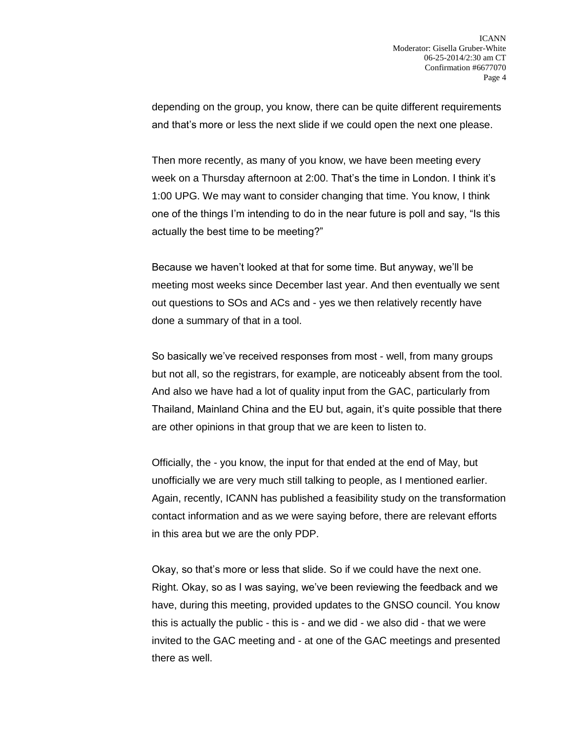depending on the group, you know, there can be quite different requirements and that's more or less the next slide if we could open the next one please.

Then more recently, as many of you know, we have been meeting every week on a Thursday afternoon at 2:00. That's the time in London. I think it's 1:00 UPG. We may want to consider changing that time. You know, I think one of the things I'm intending to do in the near future is poll and say, "Is this actually the best time to be meeting?"

Because we haven't looked at that for some time. But anyway, we'll be meeting most weeks since December last year. And then eventually we sent out questions to SOs and ACs and - yes we then relatively recently have done a summary of that in a tool.

So basically we've received responses from most - well, from many groups but not all, so the registrars, for example, are noticeably absent from the tool. And also we have had a lot of quality input from the GAC, particularly from Thailand, Mainland China and the EU but, again, it's quite possible that there are other opinions in that group that we are keen to listen to.

Officially, the - you know, the input for that ended at the end of May, but unofficially we are very much still talking to people, as I mentioned earlier. Again, recently, ICANN has published a feasibility study on the transformation contact information and as we were saying before, there are relevant efforts in this area but we are the only PDP.

Okay, so that's more or less that slide. So if we could have the next one. Right. Okay, so as I was saying, we've been reviewing the feedback and we have, during this meeting, provided updates to the GNSO council. You know this is actually the public - this is - and we did - we also did - that we were invited to the GAC meeting and - at one of the GAC meetings and presented there as well.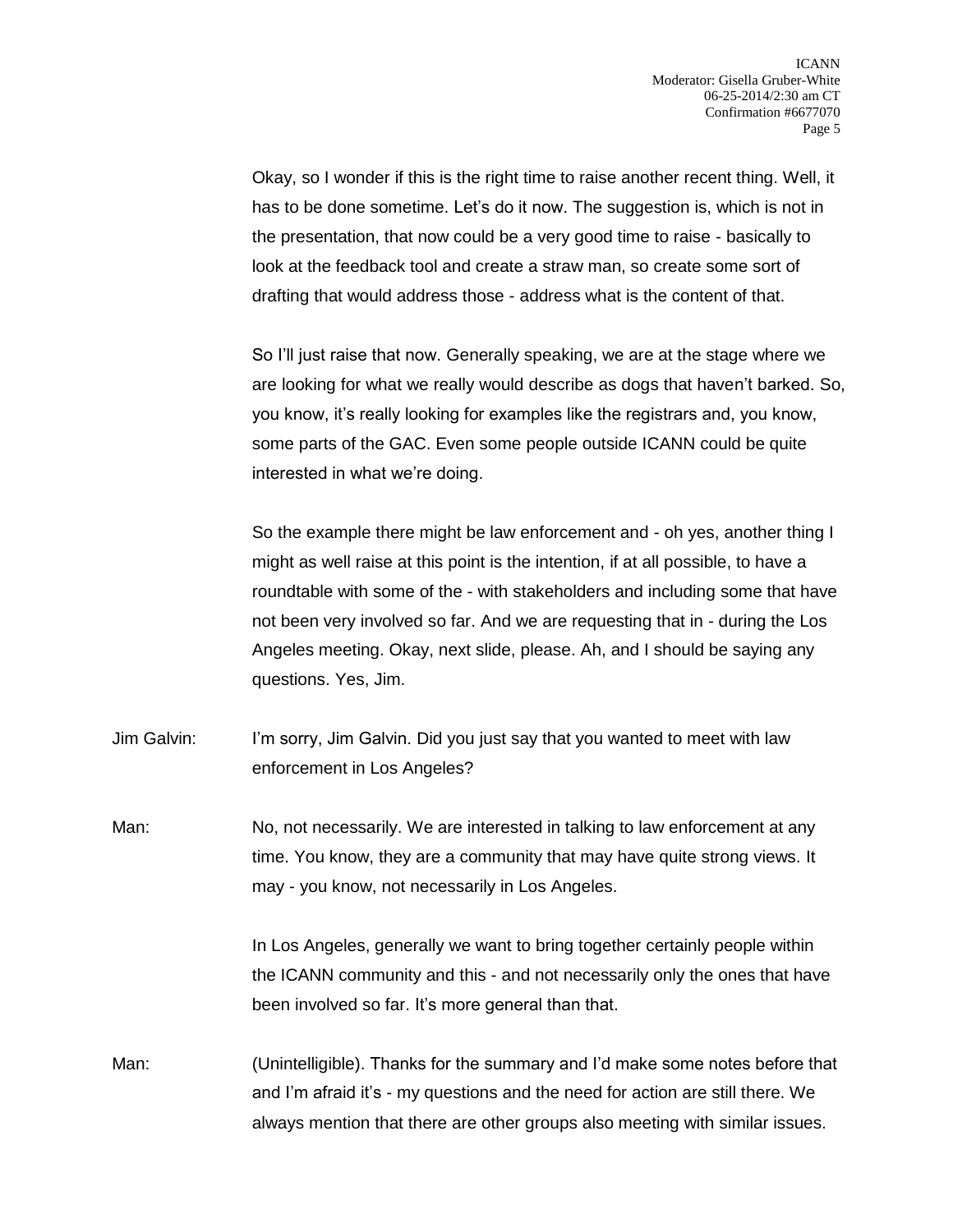Okay, so I wonder if this is the right time to raise another recent thing. Well, it has to be done sometime. Let's do it now. The suggestion is, which is not in the presentation, that now could be a very good time to raise - basically to look at the feedback tool and create a straw man, so create some sort of drafting that would address those - address what is the content of that.

So I'll just raise that now. Generally speaking, we are at the stage where we are looking for what we really would describe as dogs that haven't barked. So, you know, it's really looking for examples like the registrars and, you know, some parts of the GAC. Even some people outside ICANN could be quite interested in what we're doing.

So the example there might be law enforcement and - oh yes, another thing I might as well raise at this point is the intention, if at all possible, to have a roundtable with some of the - with stakeholders and including some that have not been very involved so far. And we are requesting that in - during the Los Angeles meeting. Okay, next slide, please. Ah, and I should be saying any questions. Yes, Jim.

Jim Galvin: I'm sorry, Jim Galvin. Did you just say that you wanted to meet with law enforcement in Los Angeles?

Man: No, not necessarily. We are interested in talking to law enforcement at any time. You know, they are a community that may have quite strong views. It may - you know, not necessarily in Los Angeles.

In Los Angeles, generally we want to bring together certainly people within the ICANN community and this - and not necessarily only the ones that have been involved so far. It's more general than that.

Man: (Unintelligible). Thanks for the summary and I'd make some notes before that and I'm afraid it's - my questions and the need for action are still there. We always mention that there are other groups also meeting with similar issues.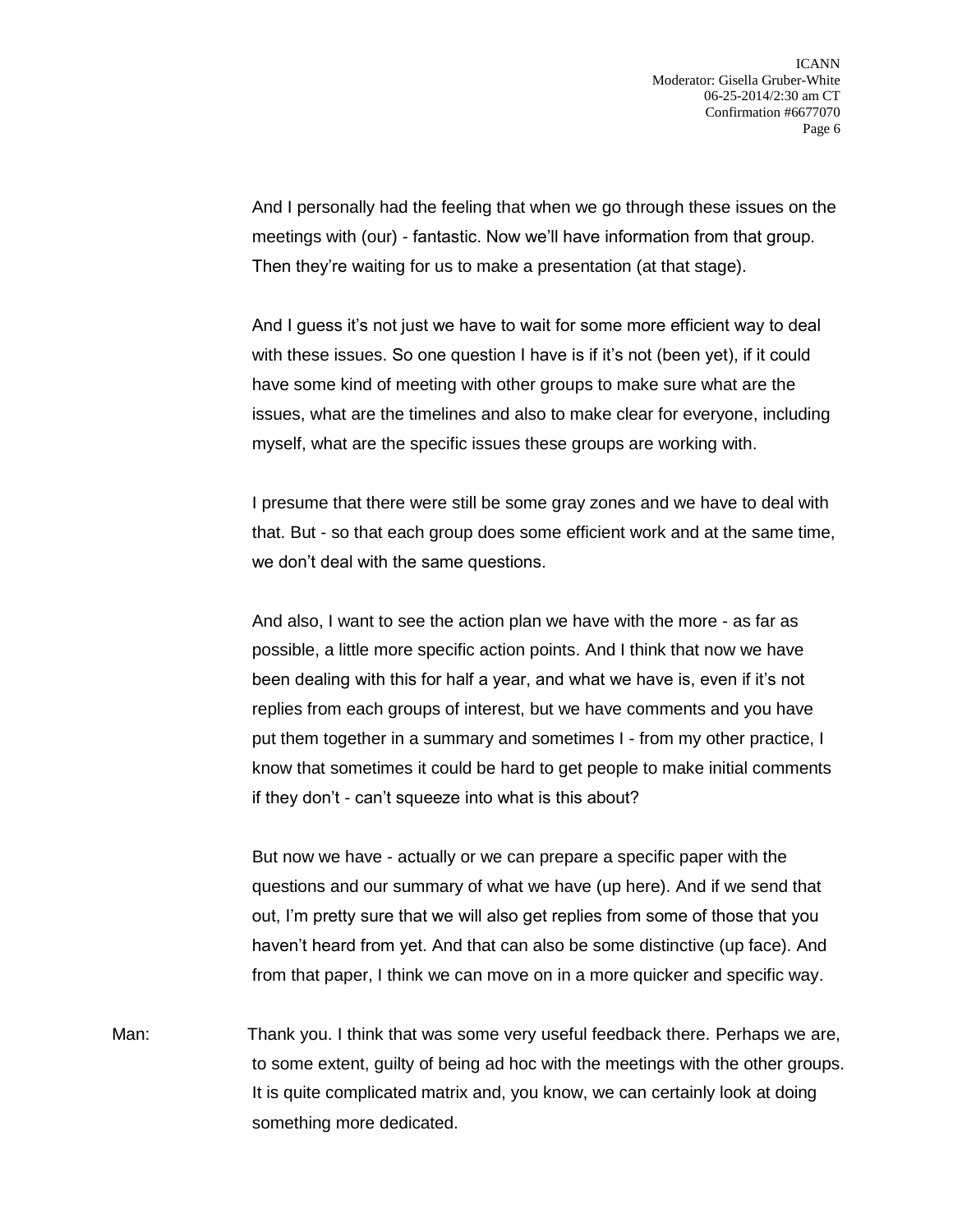And I personally had the feeling that when we go through these issues on the meetings with (our) - fantastic. Now we'll have information from that group. Then they're waiting for us to make a presentation (at that stage).

And I guess it's not just we have to wait for some more efficient way to deal with these issues. So one question I have is if it's not (been yet), if it could have some kind of meeting with other groups to make sure what are the issues, what are the timelines and also to make clear for everyone, including myself, what are the specific issues these groups are working with.

I presume that there were still be some gray zones and we have to deal with that. But - so that each group does some efficient work and at the same time, we don't deal with the same questions.

And also, I want to see the action plan we have with the more - as far as possible, a little more specific action points. And I think that now we have been dealing with this for half a year, and what we have is, even if it's not replies from each groups of interest, but we have comments and you have put them together in a summary and sometimes I - from my other practice, I know that sometimes it could be hard to get people to make initial comments if they don't - can't squeeze into what is this about?

But now we have - actually or we can prepare a specific paper with the questions and our summary of what we have (up here). And if we send that out, I'm pretty sure that we will also get replies from some of those that you haven't heard from yet. And that can also be some distinctive (up face). And from that paper, I think we can move on in a more quicker and specific way.

Man: Thank you. I think that was some very useful feedback there. Perhaps we are, to some extent, guilty of being ad hoc with the meetings with the other groups. It is quite complicated matrix and, you know, we can certainly look at doing something more dedicated.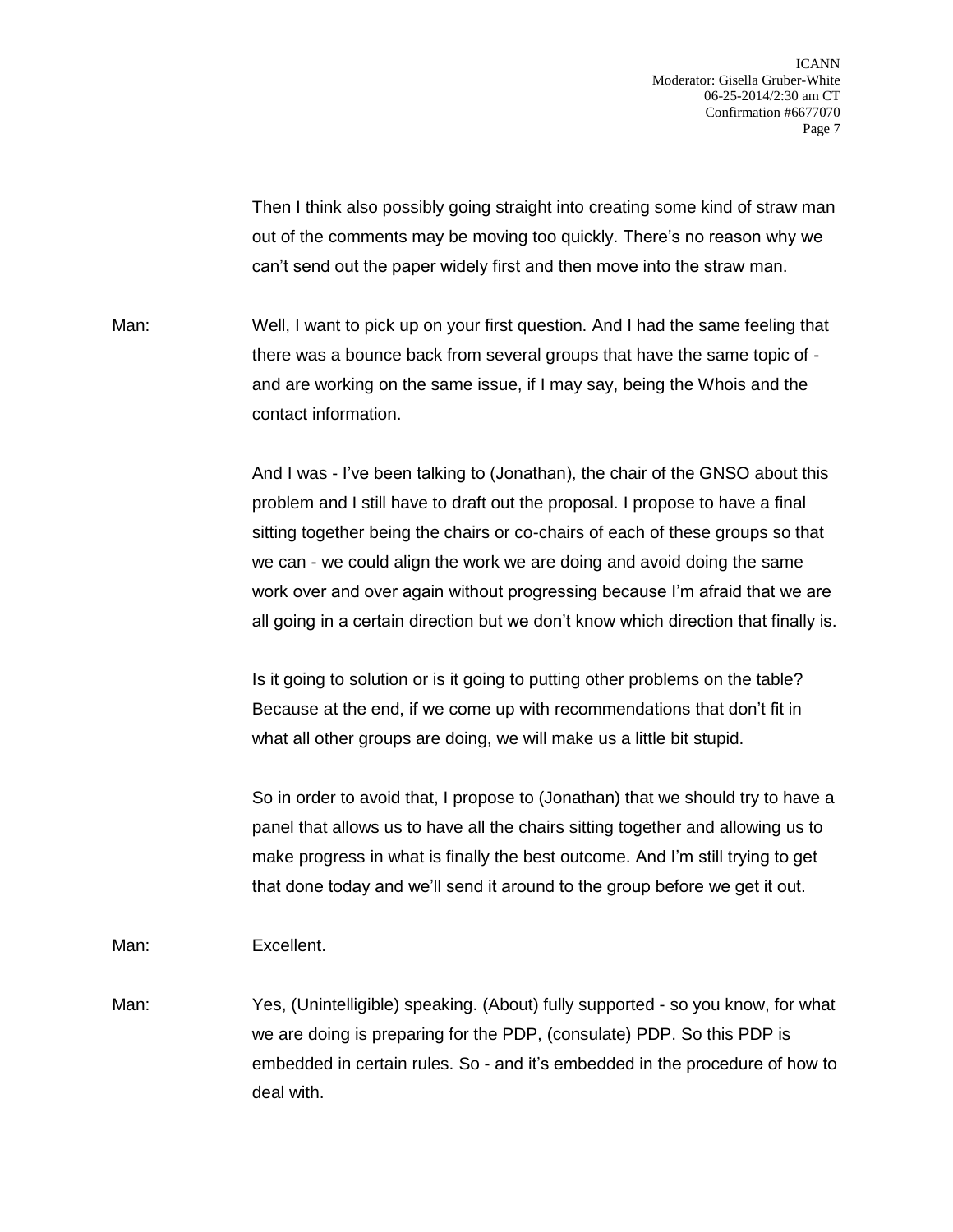Then I think also possibly going straight into creating some kind of straw man out of the comments may be moving too quickly. There's no reason why we can't send out the paper widely first and then move into the straw man.

Man: Well, I want to pick up on your first question. And I had the same feeling that there was a bounce back from several groups that have the same topic of - and are working on the same issue, if I may say, being the Whois and the contact information.

And I was - I've been talking to (Jonathan), the chair of the GNSO about this problem and I still have to draft out the proposal. I propose to have a final sitting together being the chairs or co-chairs of each of these groups so that we can - we could align the work we are doing and avoid doing the same work over and over again without progressing because I'm afraid that we are all going in a certain direction but we don't know which direction that finally is.

Is it going to solution or is it going to putting other problems on the table? Because at the end, if we come up with recommendations that don't fit in what all other groups are doing, we will make us a little bit stupid.

So in order to avoid that, I propose to (Jonathan) that we should try to have a panel that allows us to have all the chairs sitting together and allowing us to make progress in what is finally the best outcome. And I'm still trying to get that done today and we'll send it around to the group before we get it out.

Man: Excellent.

Man: Yes, (Unintelligible) speaking. (About) fully supported - so you know, for what we are doing is preparing for the PDP, (consulate) PDP. So this PDP is embedded in certain rules. So - and it's embedded in the procedure of how to deal with.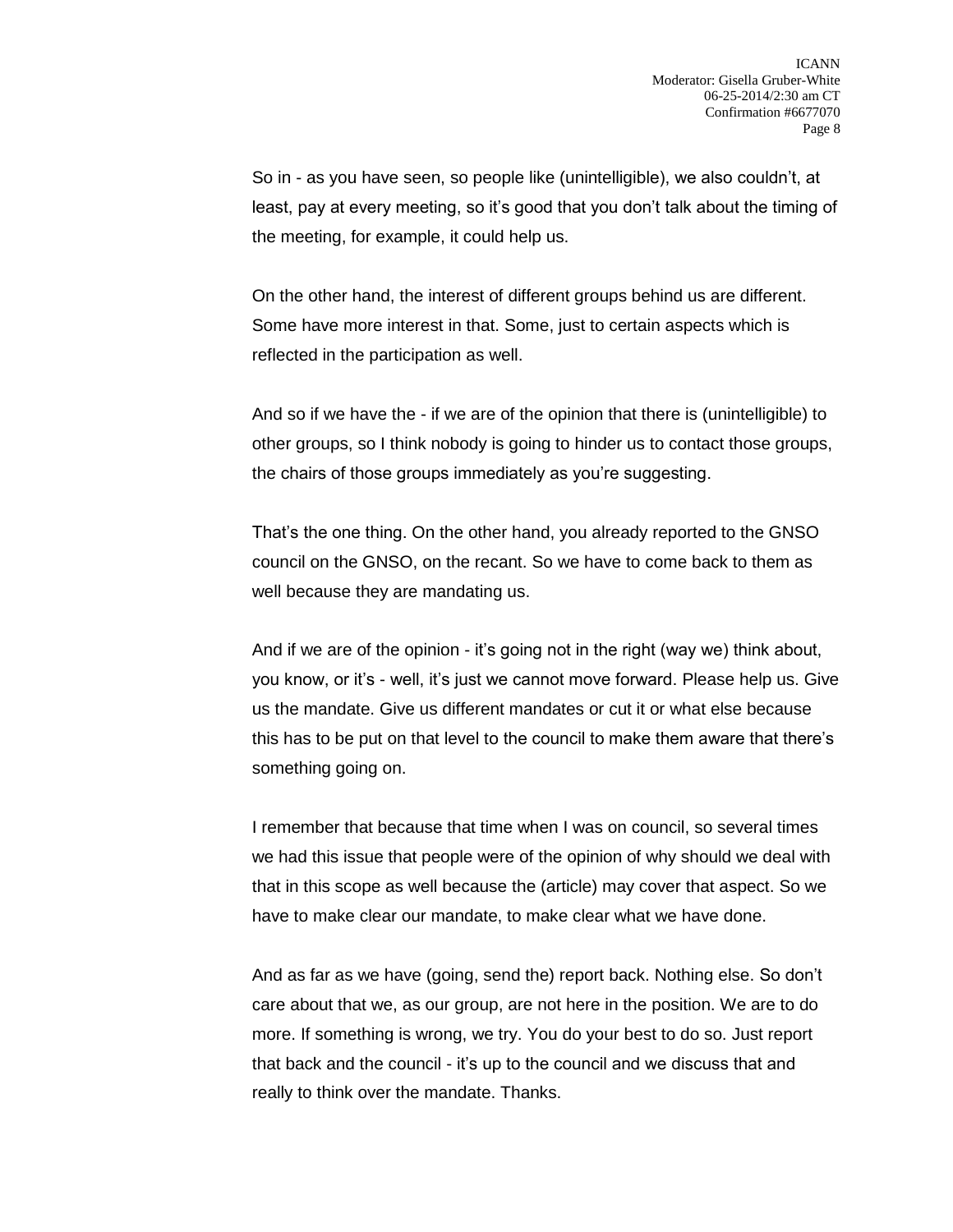So in - as you have seen, so people like (unintelligible), we also couldn't, at least, pay at every meeting, so it's good that you don't talk about the timing of the meeting, for example, it could help us.

On the other hand, the interest of different groups behind us are different. Some have more interest in that. Some, just to certain aspects which is reflected in the participation as well.

And so if we have the - if we are of the opinion that there is (unintelligible) to other groups, so I think nobody is going to hinder us to contact those groups, the chairs of those groups immediately as you're suggesting.

That's the one thing. On the other hand, you already reported to the GNSO council on the GNSO, on the recant. So we have to come back to them as well because they are mandating us.

And if we are of the opinion - it's going not in the right (way we) think about, you know, or it's - well, it's just we cannot move forward. Please help us. Give us the mandate. Give us different mandates or cut it or what else because this has to be put on that level to the council to make them aware that there's something going on.

I remember that because that time when I was on council, so several times we had this issue that people were of the opinion of why should we deal with that in this scope as well because the (article) may cover that aspect. So we have to make clear our mandate, to make clear what we have done.

And as far as we have (going, send the) report back. Nothing else. So don't care about that we, as our group, are not here in the position. We are to do more. If something is wrong, we try. You do your best to do so. Just report that back and the council - it's up to the council and we discuss that and really to think over the mandate. Thanks.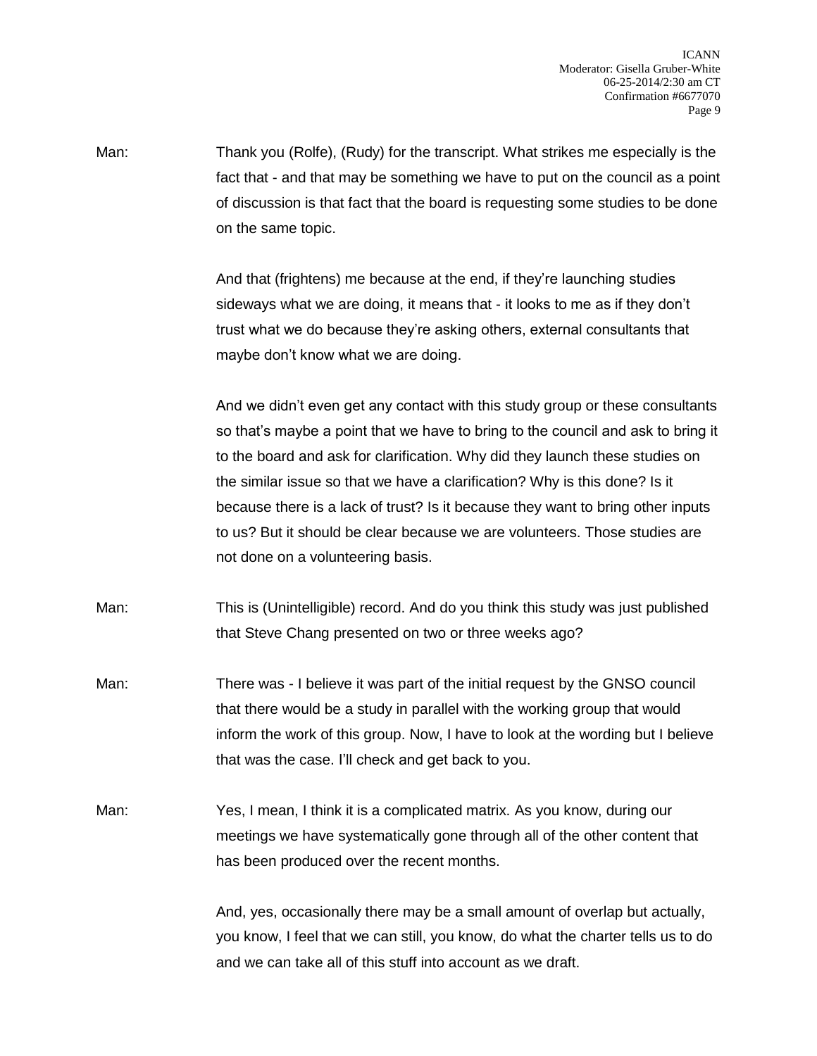Man: Thank you (Rolfe), (Rudy) for the transcript. What strikes me especially is the fact that - and that may be something we have to put on the council as a point of discussion is that fact that the board is requesting some studies to be done on the same topic.

And that (frightens) me because at the end, if they're launching studies sideways what we are doing, it means that - it looks to me as if they don't trust what we do because they're asking others, external consultants that maybe don't know what we are doing.

And we didn't even get any contact with this study group or these consultants so that's maybe a point that we have to bring to the council and ask to bring it to the board and ask for clarification. Why did they launch these studies on the similar issue so that we have a clarification? Why is this done? Is it because there is a lack of trust? Is it because they want to bring other inputs to us? But it should be clear because we are volunteers. Those studies are not done on a volunteering basis.

Man: This is (Unintelligible) record. And do you think this study was just published that Steve Chang presented on two or three weeks ago?

Man: There was - I believe it was part of the initial request by the GNSO council that there would be a study in parallel with the working group that would inform the work of this group. Now, I have to look at the wording but I believe that was the case. I'll check and get back to you.

Man: Yes, I mean, I think it is a complicated matrix. As you know, during our meetings we have systematically gone through all of the other content that has been produced over the recent months.

And, yes, occasionally there may be a small amount of overlap but actually, you know, I feel that we can still, you know, do what the charter tells us to do and we can take all of this stuff into account as we draft.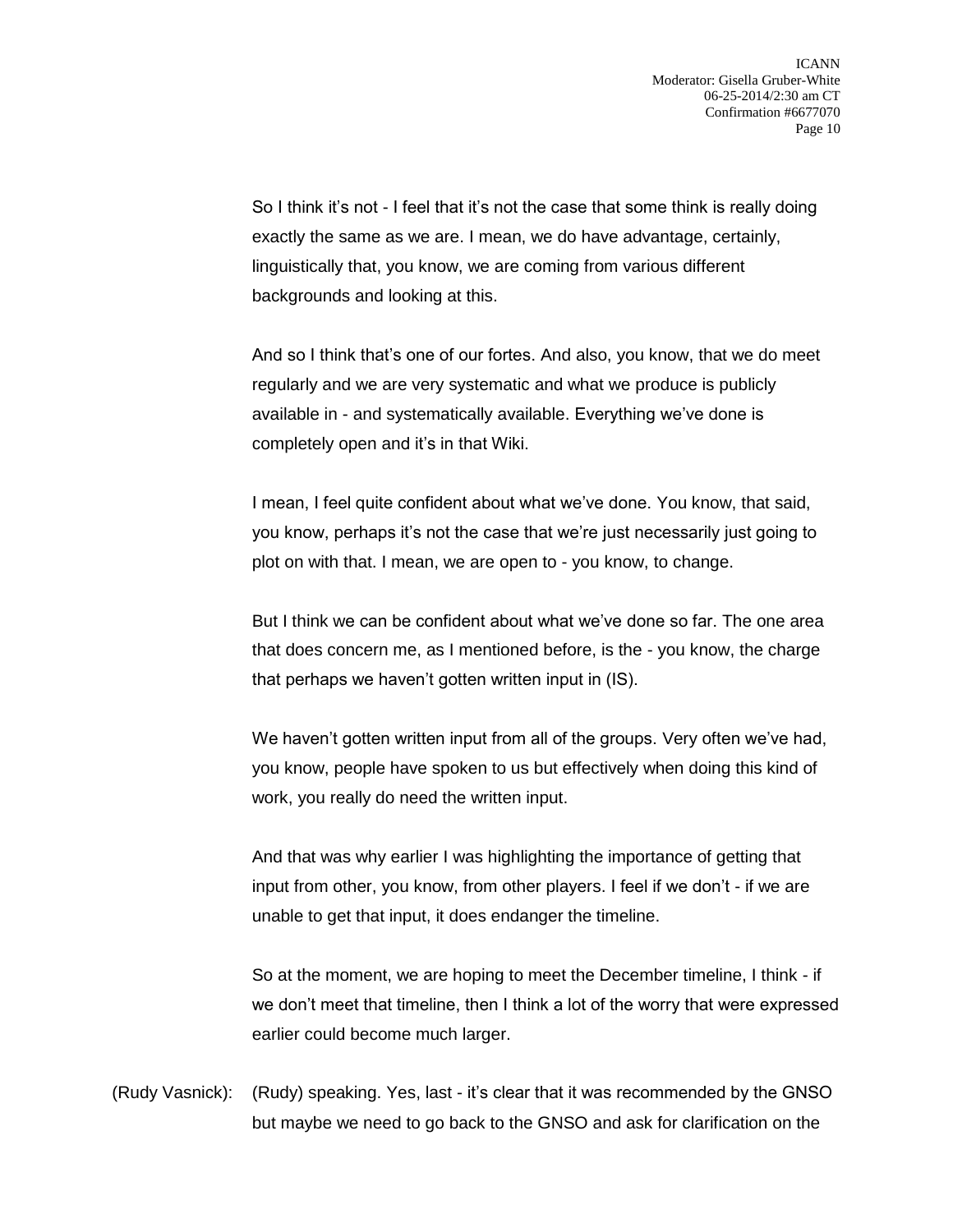So I think it's not - I feel that it's not the case that some think is really doing exactly the same as we are. I mean, we do have advantage, certainly, linguistically that, you know, we are coming from various different backgrounds and looking at this.

And so I think that's one of our fortes. And also, you know, that we do meet regularly and we are very systematic and what we produce is publicly available in - and systematically available. Everything we've done is completely open and it's in that Wiki.

I mean, I feel quite confident about what we've done. You know, that said, you know, perhaps it's not the case that we're just necessarily just going to plot on with that. I mean, we are open to - you know, to change.

But I think we can be confident about what we've done so far. The one area that does concern me, as I mentioned before, is the - you know, the charge that perhaps we haven't gotten written input in (IS).

We haven't gotten written input from all of the groups. Very often we've had, you know, people have spoken to us but effectively when doing this kind of work, you really do need the written input.

And that was why earlier I was highlighting the importance of getting that input from other, you know, from other players. I feel if we don't - if we are unable to get that input, it does endanger the timeline.

So at the moment, we are hoping to meet the December timeline, I think - if we don't meet that timeline, then I think a lot of the worry that were expressed earlier could become much larger.

(Rudy Vasnick): (Rudy) speaking. Yes, last - it's clear that it was recommended by the GNSO but maybe we need to go back to the GNSO and ask for clarification on the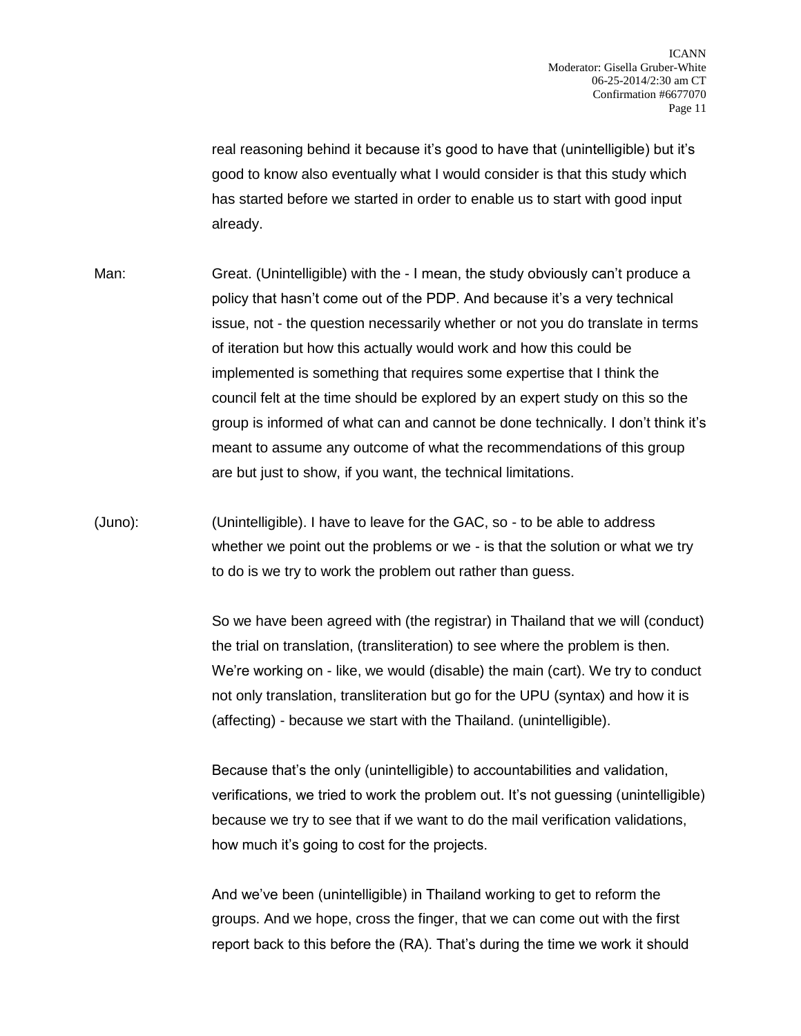real reasoning behind it because it's good to have that (unintelligible) but it's good to know also eventually what I would consider is that this study which has started before we started in order to enable us to start with good input already.

Man: Great. (Unintelligible) with the - I mean, the study obviously can't produce a policy that hasn't come out of the PDP. And because it's a very technical issue, not - the question necessarily whether or not you do translate in terms of iteration but how this actually would work and how this could be implemented is something that requires some expertise that I think the council felt at the time should be explored by an expert study on this so the group is informed of what can and cannot be done technically. I don't think it's meant to assume any outcome of what the recommendations of this group are but just to show, if you want, the technical limitations.

(Juno): (Unintelligible). I have to leave for the GAC, so - to be able to address whether we point out the problems or we - is that the solution or what we try to do is we try to work the problem out rather than guess.

So we have been agreed with (the registrar) in Thailand that we will (conduct) the trial on translation, (transliteration) to see where the problem is then. We're working on - like, we would (disable) the main (cart). We try to conduct not only translation, transliteration but go for the UPU (syntax) and how it is (affecting) - because we start with the Thailand. (unintelligible).

Because that's the only (unintelligible) to accountabilities and validation, verifications, we tried to work the problem out. It's not guessing (unintelligible) because we try to see that if we want to do the mail verification validations, how much it's going to cost for the projects.

And we've been (unintelligible) in Thailand working to get to reform the groups. And we hope, cross the finger, that we can come out with the first report back to this before the (RA). That's during the time we work it should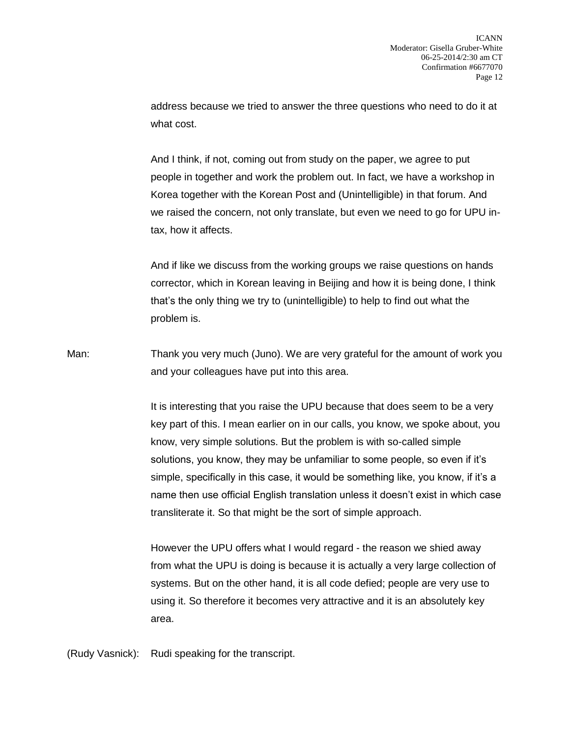address because we tried to answer the three questions who need to do it at what cost.

And I think, if not, coming out from study on the paper, we agree to put people in together and work the problem out. In fact, we have a workshop in Korea together with the Korean Post and (Unintelligible) in that forum. And we raised the concern, not only translate, but even we need to go for UPU in-tax, how it affects.

And if like we discuss from the working groups we raise questions on hands corrector, which in Korean leaving in Beijing and how it is being done, I think that's the only thing we try to (unintelligible) to help to find out what the problem is.

Man: Thank you very much (Juno). We are very grateful for the amount of work you and your colleagues have put into this area.

It is interesting that you raise the UPU because that does seem to be a very key part of this. I mean earlier on in our calls, you know, we spoke about, you know, very simple solutions. But the problem is with so-called simple solutions, you know, they may be unfamiliar to some people, so even if it's simple, specifically in this case, it would be something like, you know, if it's a name then use official English translation unless it doesn't exist in which case transliterate it. So that might be the sort of simple approach.

However the UPU offers what I would regard - the reason we shied away from what the UPU is doing is because it is actually a very large collection of systems. But on the other hand, it is all code defied; people are very use to using it. So therefore it becomes very attractive and it is an absolutely key area.

(Rudy Vasnick): Rudi speaking for the transcript.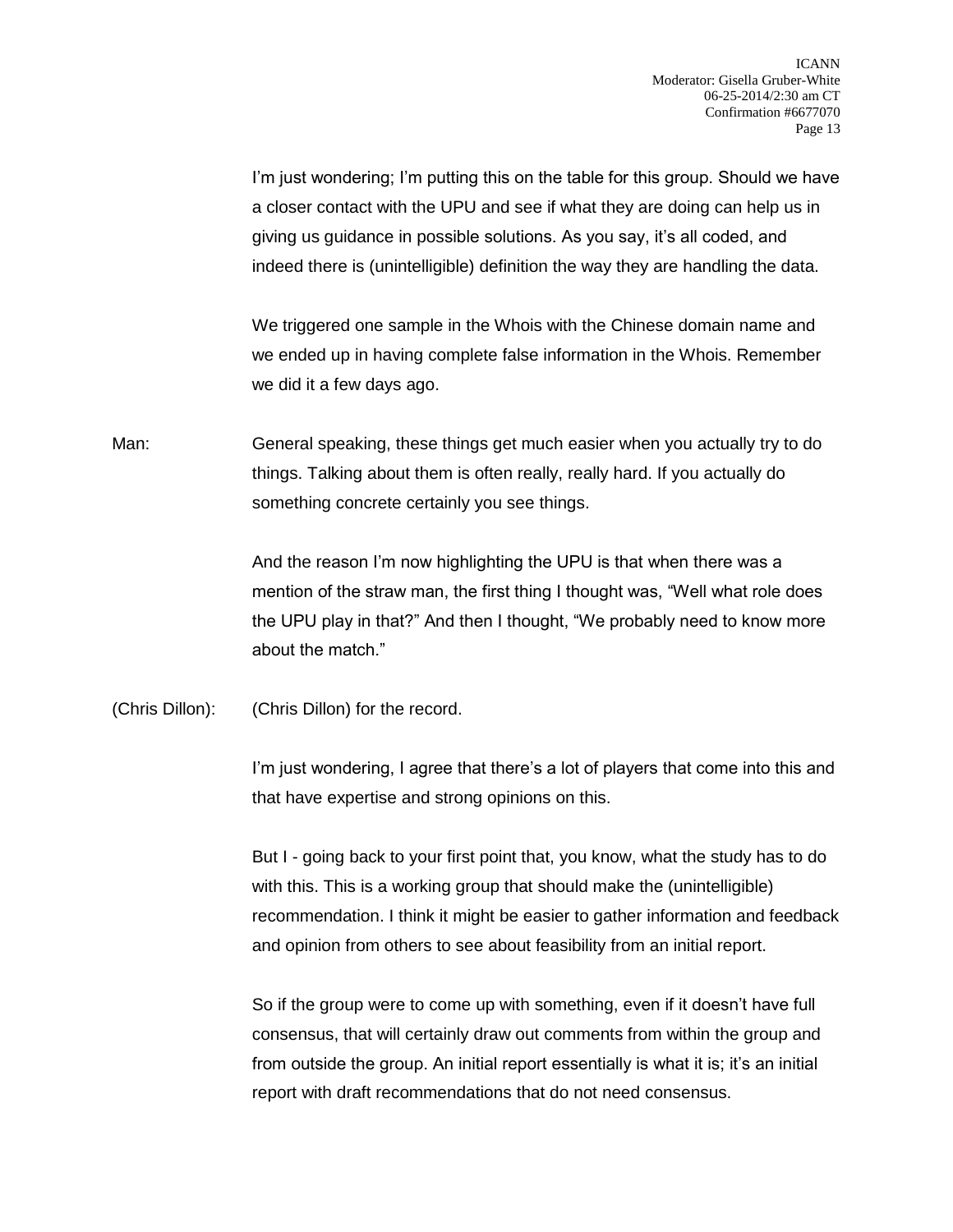I'm just wondering; I'm putting this on the table for this group. Should we have a closer contact with the UPU and see if what they are doing can help us in giving us guidance in possible solutions. As you say, it's all coded, and indeed there is (unintelligible) definition the way they are handling the data.

We triggered one sample in the Whois with the Chinese domain name and we ended up in having complete false information in the Whois. Remember we did it a few days ago.

Man: General speaking, these things get much easier when you actually try to do things. Talking about them is often really, really hard. If you actually do something concrete certainly you see things.

And the reason I'm now highlighting the UPU is that when there was a mention of the straw man, the first thing I thought was, "Well what role does the UPU play in that?" And then I thought, "We probably need to know more about the match."

(Chris Dillon): (Chris Dillon) for the record.

I'm just wondering, I agree that there's a lot of players that come into this and that have expertise and strong opinions on this.

But I - going back to your first point that, you know, what the study has to do with this. This is a working group that should make the (unintelligible) recommendation. I think it might be easier to gather information and feedback and opinion from others to see about feasibility from an initial report.

So if the group were to come up with something, even if it doesn't have full consensus, that will certainly draw out comments from within the group and from outside the group. An initial report essentially is what it is; it's an initial report with draft recommendations that do not need consensus.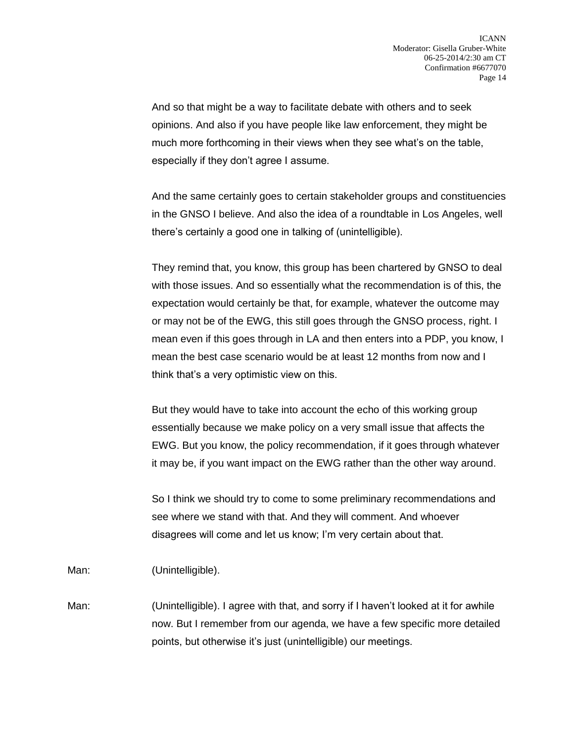And so that might be a way to facilitate debate with others and to seek opinions. And also if you have people like law enforcement, they might be much more forthcoming in their views when they see what's on the table, especially if they don't agree I assume.

And the same certainly goes to certain stakeholder groups and constituencies in the GNSO I believe. And also the idea of a roundtable in Los Angeles, well there's certainly a good one in talking of (unintelligible).

They remind that, you know, this group has been chartered by GNSO to deal with those issues. And so essentially what the recommendation is of this, the expectation would certainly be that, for example, whatever the outcome may or may not be of the EWG, this still goes through the GNSO process, right. I mean even if this goes through in LA and then enters into a PDP, you know, I mean the best case scenario would be at least 12 months from now and I think that's a very optimistic view on this.

But they would have to take into account the echo of this working group essentially because we make policy on a very small issue that affects the EWG. But you know, the policy recommendation, if it goes through whatever it may be, if you want impact on the EWG rather than the other way around.

So I think we should try to come to some preliminary recommendations and see where we stand with that. And they will comment. And whoever disagrees will come and let us know; I'm very certain about that.

Man: (Unintelligible).

Man: (Unintelligible). I agree with that, and sorry if I haven't looked at it for awhile now. But I remember from our agenda, we have a few specific more detailed points, but otherwise it's just (unintelligible) our meetings.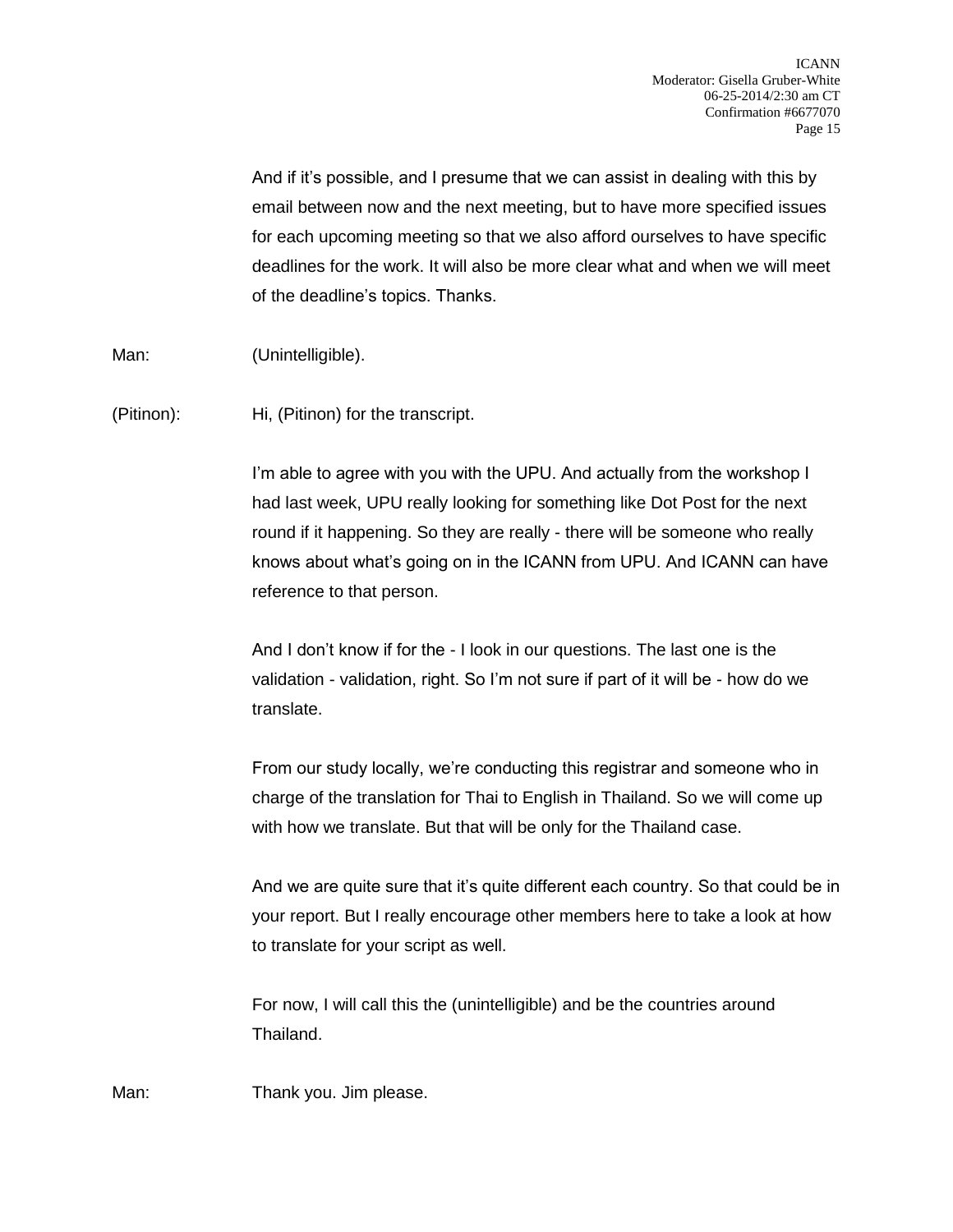And if it's possible, and I presume that we can assist in dealing with this by email between now and the next meeting, but to have more specified issues for each upcoming meeting so that we also afford ourselves to have specific deadlines for the work. It will also be more clear what and when we will meet of the deadline's topics. Thanks.

Man: (Unintelligible).

(Pitinon): Hi, (Pitinon) for the transcript.

I'm able to agree with you with the UPU. And actually from the workshop I had last week, UPU really looking for something like Dot Post for the next round if it happening. So they are really - there will be someone who really knows about what's going on in the ICANN from UPU. And ICANN can have reference to that person.

And I don't know if for the - I look in our questions. The last one is the validation - validation, right. So I'm not sure if part of it will be - how do we translate.

From our study locally, we're conducting this registrar and someone who in charge of the translation for Thai to English in Thailand. So we will come up with how we translate. But that will be only for the Thailand case.

And we are quite sure that it's quite different each country. So that could be in your report. But I really encourage other members here to take a look at how to translate for your script as well.

For now, I will call this the (unintelligible) and be the countries around Thailand.

Man: Thank you. Jim please.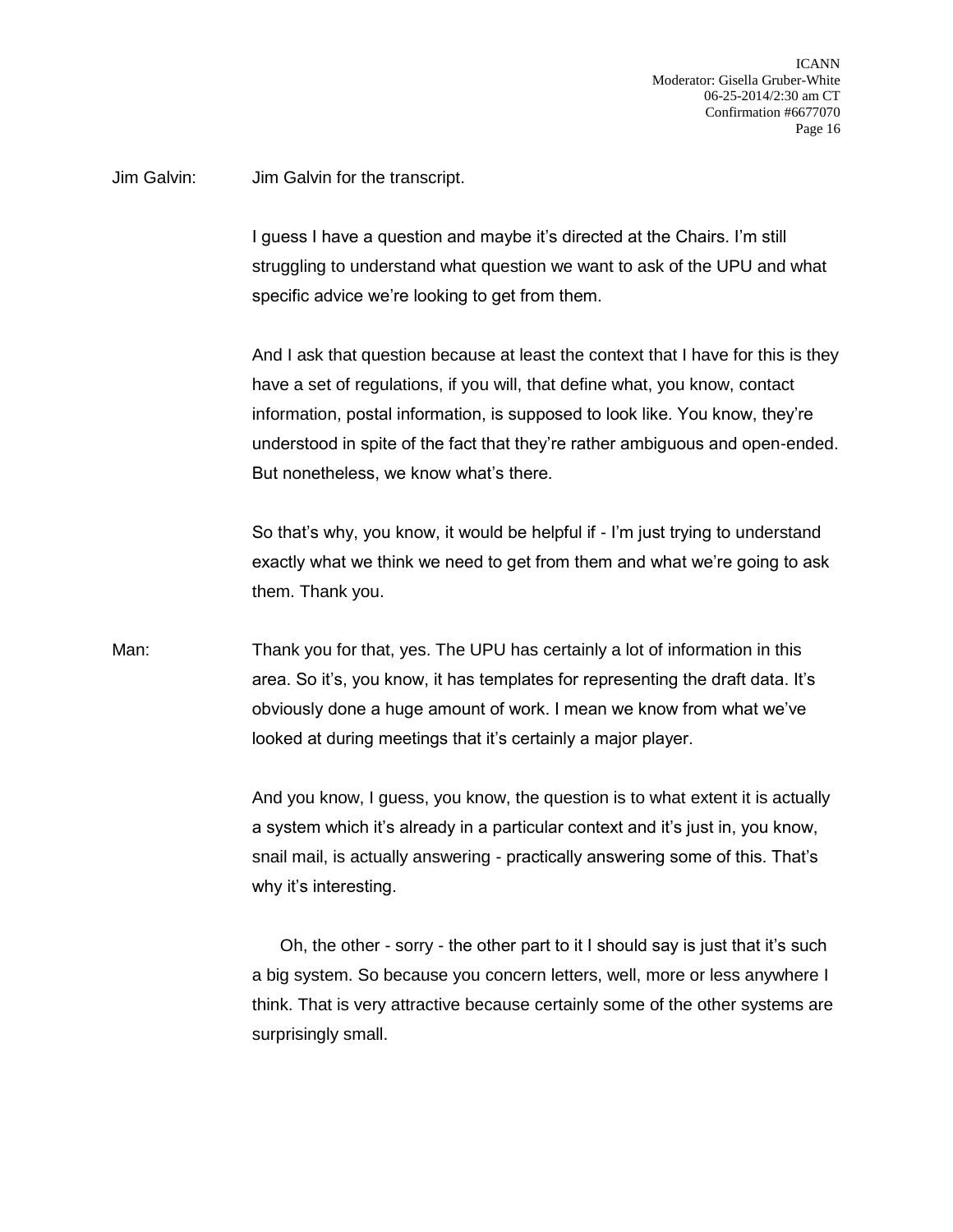Jim Galvin: Jim Galvin for the transcript.

I guess I have a question and maybe it's directed at the Chairs. I'm still struggling to understand what question we want to ask of the UPU and what specific advice we're looking to get from them.

And I ask that question because at least the context that I have for this is they have a set of regulations, if you will, that define what, you know, contact information, postal information, is supposed to look like. You know, they're understood in spite of the fact that they're rather ambiguous and open-ended. But nonetheless, we know what's there.

So that's why, you know, it would be helpful if - I'm just trying to understand exactly what we think we need to get from them and what we're going to ask them. Thank you.

Man: Thank you for that, yes. The UPU has certainly a lot of information in this area. So it's, you know, it has templates for representing the draft data. It's obviously done a huge amount of work. I mean we know from what we've looked at during meetings that it's certainly a major player.

And you know, I guess, you know, the question is to what extent it is actually a system which it's already in a particular context and it's just in, you know, snail mail, is actually answering - practically answering some of this. That's why it's interesting.

Oh, the other - sorry - the other part to it I should say is just that it's such a big system. So because you concern letters, well, more or less anywhere I think. That is very attractive because certainly some of the other systems are surprisingly small.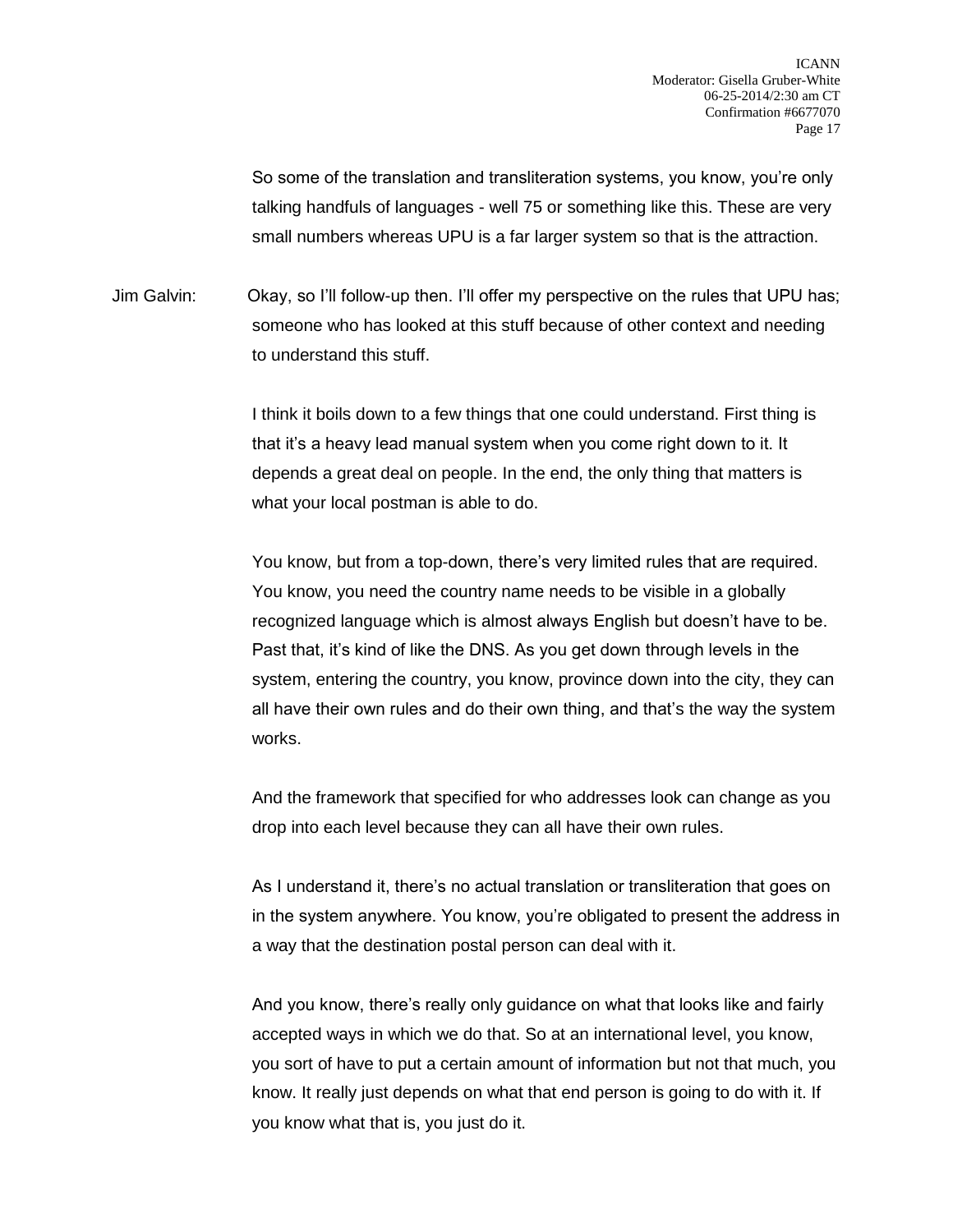So some of the translation and transliteration systems, you know, you're only talking handfuls of languages - well 75 or something like this. These are very small numbers whereas UPU is a far larger system so that is the attraction.

Jim Galvin: Okay, so I'll follow-up then. I'll offer my perspective on the rules that UPU has; someone who has looked at this stuff because of other context and needing to understand this stuff.

I think it boils down to a few things that one could understand. First thing is that it's a heavy lead manual system when you come right down to it. It depends a great deal on people. In the end, the only thing that matters is what your local postman is able to do.

You know, but from a top-down, there's very limited rules that are required. You know, you need the country name needs to be visible in a globally recognized language which is almost always English but doesn't have to be. Past that, it's kind of like the DNS. As you get down through levels in the system, entering the country, you know, province down into the city, they can all have their own rules and do their own thing, and that's the way the system works.

And the framework that specified for who addresses look can change as you drop into each level because they can all have their own rules.

As I understand it, there's no actual translation or transliteration that goes on in the system anywhere. You know, you're obligated to present the address in a way that the destination postal person can deal with it.

And you know, there's really only guidance on what that looks like and fairly accepted ways in which we do that. So at an international level, you know, you sort of have to put a certain amount of information but not that much, you know. It really just depends on what that end person is going to do with it. If you know what that is, you just do it.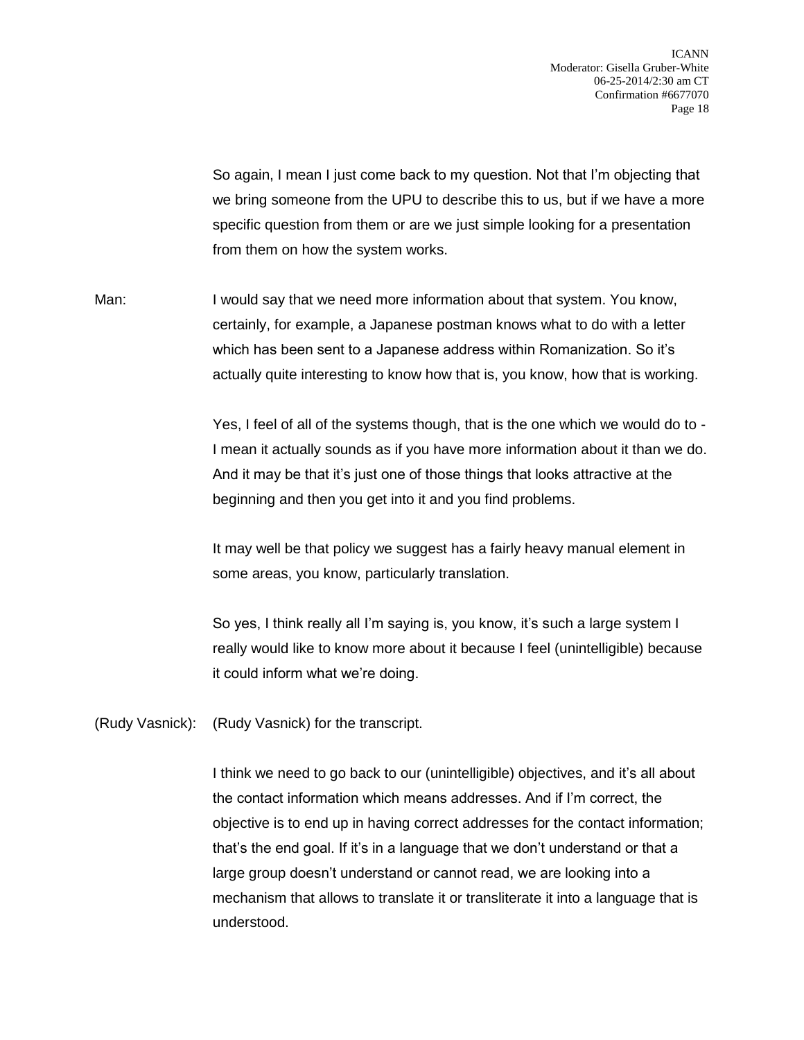So again, I mean I just come back to my question. Not that I'm objecting that we bring someone from the UPU to describe this to us, but if we have a more specific question from them or are we just simple looking for a presentation from them on how the system works.

Man: I would say that we need more information about that system. You know, certainly, for example, a Japanese postman knows what to do with a letter which has been sent to a Japanese address within Romanization. So it's actually quite interesting to know how that is, you know, how that is working.

Yes, I feel of all of the systems though, that is the one which we would do to - I mean it actually sounds as if you have more information about it than we do. And it may be that it's just one of those things that looks attractive at the beginning and then you get into it and you find problems.

It may well be that policy we suggest has a fairly heavy manual element in some areas, you know, particularly translation.

So yes, I think really all I'm saying is, you know, it's such a large system I really would like to know more about it because I feel (unintelligible) because it could inform what we're doing.

(Rudy Vasnick): (Rudy Vasnick) for the transcript.

I think we need to go back to our (unintelligible) objectives, and it's all about the contact information which means addresses. And if I'm correct, the objective is to end up in having correct addresses for the contact information; that's the end goal. If it's in a language that we don't understand or that a large group doesn't understand or cannot read, we are looking into a mechanism that allows to translate it or transliterate it into a language that is understood.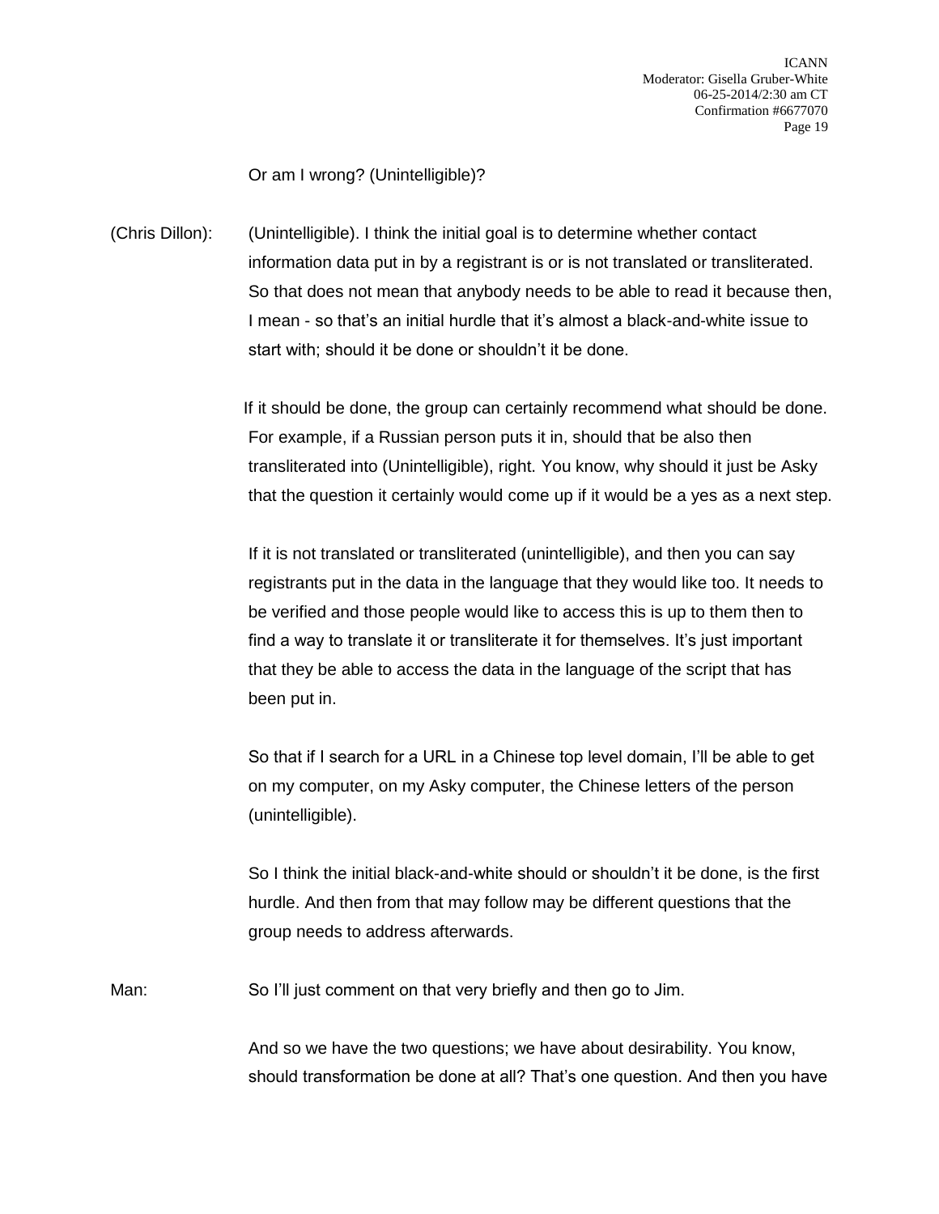Or am I wrong? (Unintelligible)?

(Chris Dillon): (Unintelligible). I think the initial goal is to determine whether contact information data put in by a registrant is or is not translated or transliterated. So that does not mean that anybody needs to be able to read it because then, I mean - so that's an initial hurdle that it's almost a black-and-white issue to start with; should it be done or shouldn't it be done.

If it should be done, the group can certainly recommend what should be done. For example, if a Russian person puts it in, should that be also then transliterated into (Unintelligible), right. You know, why should it just be Asky that the question it certainly would come up if it would be a yes as a next step.

If it is not translated or transliterated (unintelligible), and then you can say registrants put in the data in the language that they would like too. It needs to be verified and those people would like to access this is up to them then to find a way to translate it or transliterate it for themselves. It's just important that they be able to access the data in the language of the script that has been put in.

So that if I search for a URL in a Chinese top level domain, I'll be able to get on my computer, on my Asky computer, the Chinese letters of the person (unintelligible).

So I think the initial black-and-white should or shouldn't it be done, is the first hurdle. And then from that may follow may be different questions that the group needs to address afterwards.

Man: So I'll just comment on that very briefly and then go to Jim.

And so we have the two questions; we have about desirability. You know, should transformation be done at all? That's one question. And then you have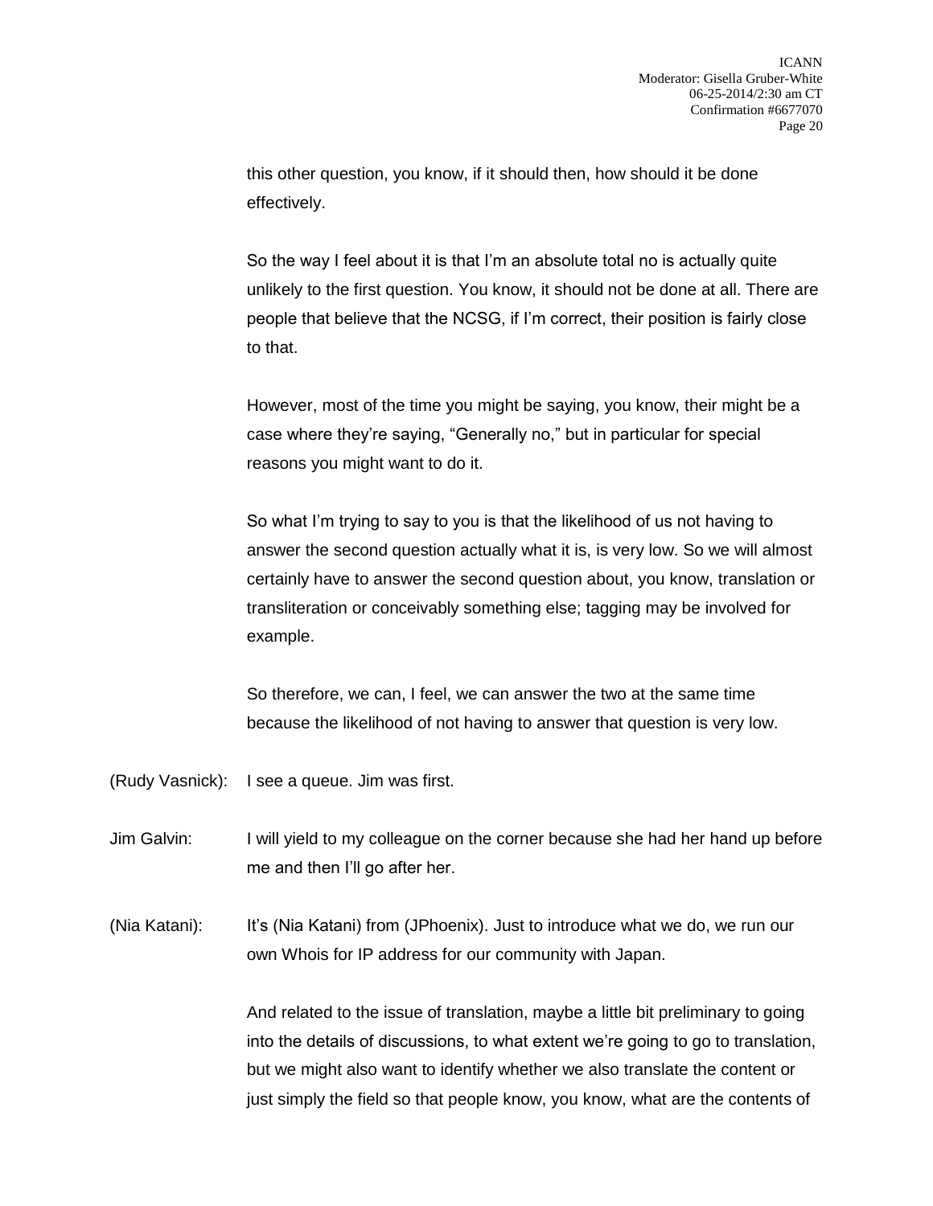this other question, you know, if it should then, how should it be done effectively.

So the way I feel about it is that I'm an absolute total no is actually quite unlikely to the first question. You know, it should not be done at all. There are people that believe that the NCSG, if I'm correct, their position is fairly close to that.

However, most of the time you might be saying, you know, their might be a case where they're saying, "Generally no," but in particular for special reasons you might want to do it.

So what I'm trying to say to you is that the likelihood of us not having to answer the second question actually what it is, is very low. So we will almost certainly have to answer the second question about, you know, translation or transliteration or conceivably something else; tagging may be involved for example.

So therefore, we can, I feel, we can answer the two at the same time because the likelihood of not having to answer that question is very low.

(Rudy Vasnick): I see a queue. Jim was first.

Jim Galvin: I will yield to my colleague on the corner because she had her hand up before me and then I'll go after her.

(Nia Katani): It's (Nia Katani) from (JPhoenix). Just to introduce what we do, we run our own Whois for IP address for our community with Japan.

And related to the issue of translation, maybe a little bit preliminary to going into the details of discussions, to what extent we're going to go to translation, but we might also want to identify whether we also translate the content or just simply the field so that people know, you know, what are the contents of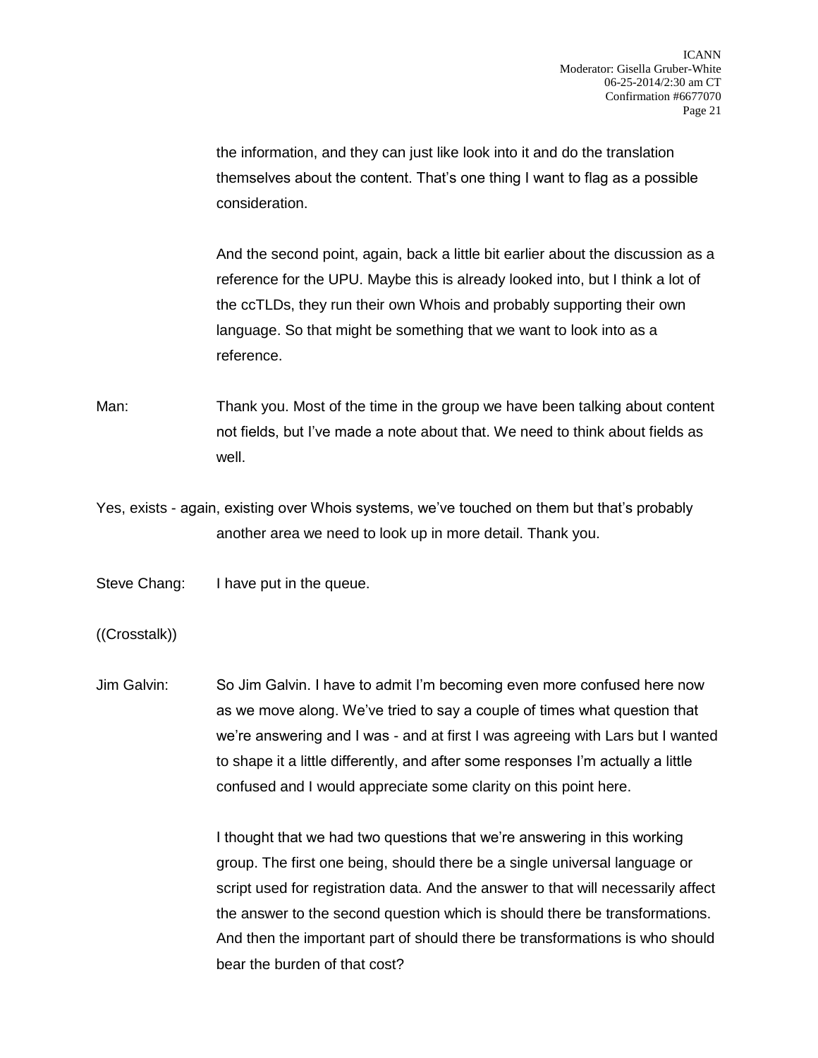the information, and they can just like look into it and do the translation themselves about the content. That's one thing I want to flag as a possible consideration.

And the second point, again, back a little bit earlier about the discussion as a reference for the UPU. Maybe this is already looked into, but I think a lot of the ccTLDs, they run their own Whois and probably supporting their own language. So that might be something that we want to look into as a reference.

Man: Thank you. Most of the time in the group we have been talking about content not fields, but I've made a note about that. We need to think about fields as well.

Yes, exists - again, existing over Whois systems, we've touched on them but that's probably another area we need to look up in more detail. Thank you.

Steve Chang: I have put in the queue.

((Crosstalk))

Jim Galvin: So Jim Galvin. I have to admit I'm becoming even more confused here now as we move along. We've tried to say a couple of times what question that we're answering and I was - and at first I was agreeing with Lars but I wanted to shape it a little differently, and after some responses I'm actually a little confused and I would appreciate some clarity on this point here.

I thought that we had two questions that we're answering in this working group. The first one being, should there be a single universal language or script used for registration data. And the answer to that will necessarily affect the answer to the second question which is should there be transformations. And then the important part of should there be transformations is who should bear the burden of that cost?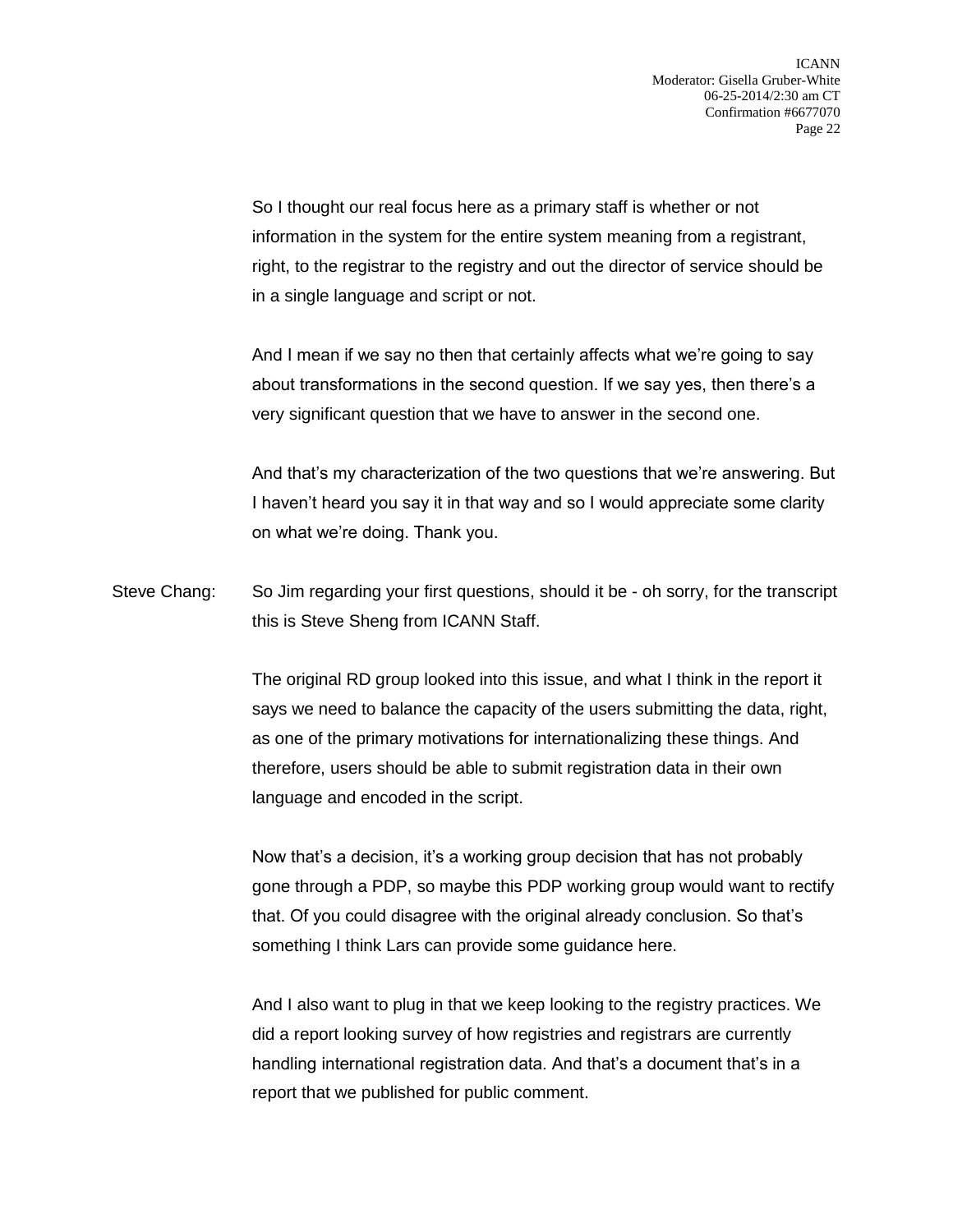So I thought our real focus here as a primary staff is whether or not information in the system for the entire system meaning from a registrant, right, to the registrar to the registry and out the director of service should be in a single language and script or not.

And I mean if we say no then that certainly affects what we're going to say about transformations in the second question. If we say yes, then there's a very significant question that we have to answer in the second one.

And that's my characterization of the two questions that we're answering. But I haven't heard you say it in that way and so I would appreciate some clarity on what we're doing. Thank you.

Steve Chang: So Jim regarding your first questions, should it be - oh sorry, for the transcript this is Steve Sheng from ICANN Staff.

The original RD group looked into this issue, and what I think in the report it says we need to balance the capacity of the users submitting the data, right, as one of the primary motivations for internationalizing these things. And therefore, users should be able to submit registration data in their own language and encoded in the script.

Now that's a decision, it's a working group decision that has not probably gone through a PDP, so maybe this PDP working group would want to rectify that. Of you could disagree with the original already conclusion. So that's something I think Lars can provide some guidance here.

And I also want to plug in that we keep looking to the registry practices. We did a report looking survey of how registries and registrars are currently handling international registration data. And that's a document that's in a report that we published for public comment.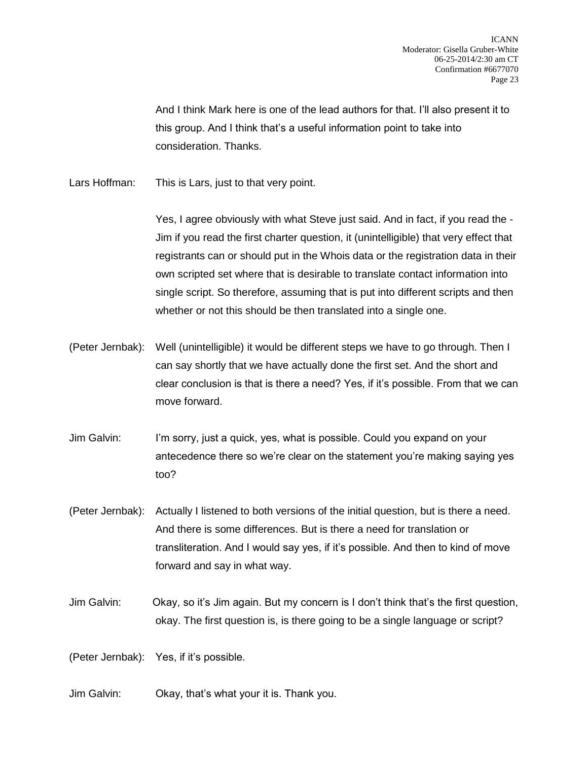And I think Mark here is one of the lead authors for that. I'll also present it to this group. And I think that's a useful information point to take into consideration. Thanks.

Lars Hoffman: This is Lars, just to that very point.

Yes, I agree obviously with what Steve just said. And in fact, if you read the - Jim if you read the first charter question, it (unintelligible) that very effect that registrants can or should put in the Whois data or the registration data in their own scripted set where that is desirable to translate contact information into single script. So therefore, assuming that is put into different scripts and then whether or not this should be then translated into a single one.

(Peter Jernbak): Well (unintelligible) it would be different steps we have to go through. Then I can say shortly that we have actually done the first set. And the short and clear conclusion is that is there a need? Yes, if it's possible. From that we can move forward.

Jim Galvin: I'm sorry, just a quick, yes, what is possible. Could you expand on your antecedence there so we're clear on the statement you're making saying yes too?

(Peter Jernbak): Actually I listened to both versions of the initial question, but is there a need. And there is some differences. But is there a need for translation or transliteration. And I would say yes, if it's possible. And then to kind of move forward and say in what way.

Jim Galvin: Okay, so it's Jim again. But my concern is I don't think that's the first question, okay. The first question is, is there going to be a single language or script?

(Peter Jernbak): Yes, if it's possible.

Jim Galvin: Okay, that's what your it is. Thank you.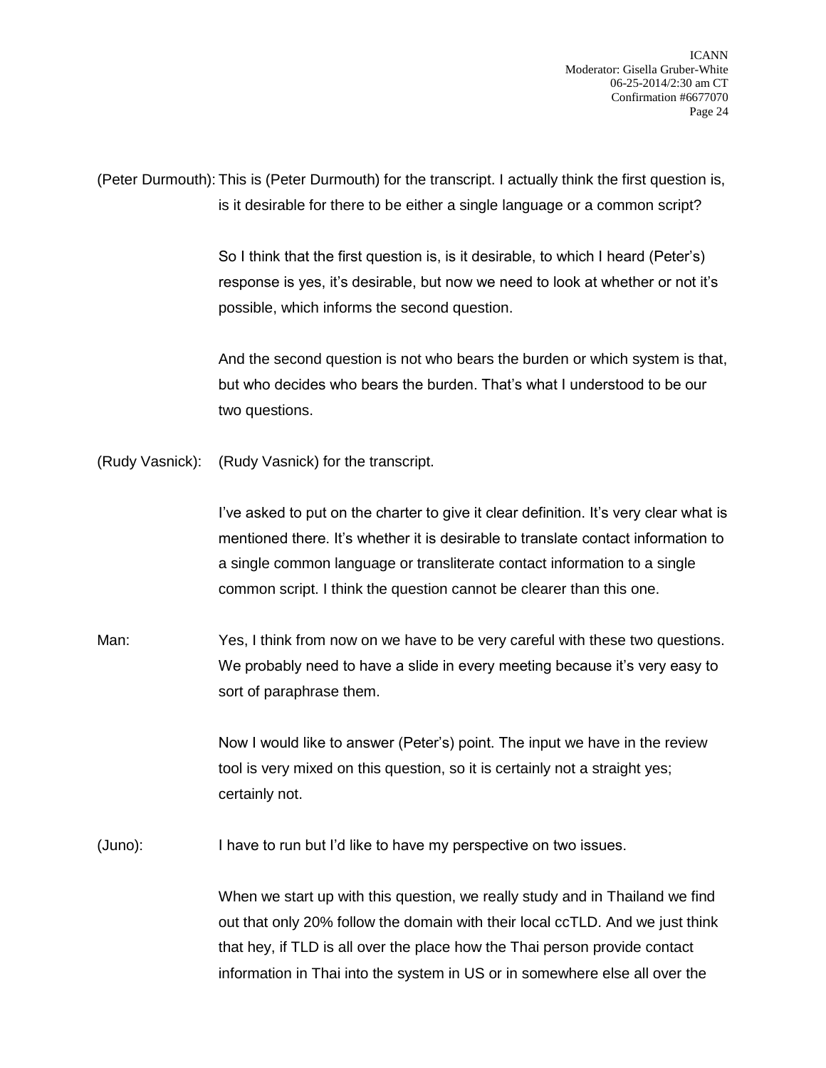(Peter Durmouth): This is (Peter Durmouth) for the transcript. I actually think the first question is, is it desirable for there to be either a single language or a common script?

So I think that the first question is, is it desirable, to which I heard (Peter's) response is yes, it's desirable, but now we need to look at whether or not it's possible, which informs the second question.

And the second question is not who bears the burden or which system is that, but who decides who bears the burden. That's what I understood to be our two questions.

(Rudy Vasnick): (Rudy Vasnick) for the transcript.

I've asked to put on the charter to give it clear definition. It's very clear what is mentioned there. It's whether it is desirable to translate contact information to a single common language or transliterate contact information to a single common script. I think the question cannot be clearer than this one.

Man: Yes, I think from now on we have to be very careful with these two questions. We probably need to have a slide in every meeting because it's very easy to sort of paraphrase them.

Now I would like to answer (Peter's) point. The input we have in the review tool is very mixed on this question, so it is certainly not a straight yes; certainly not.

(Juno): I have to run but I'd like to have my perspective on two issues.

When we start up with this question, we really study and in Thailand we find out that only 20% follow the domain with their local ccTLD. And we just think that hey, if TLD is all over the place how the Thai person provide contact information in Thai into the system in US or in somewhere else all over the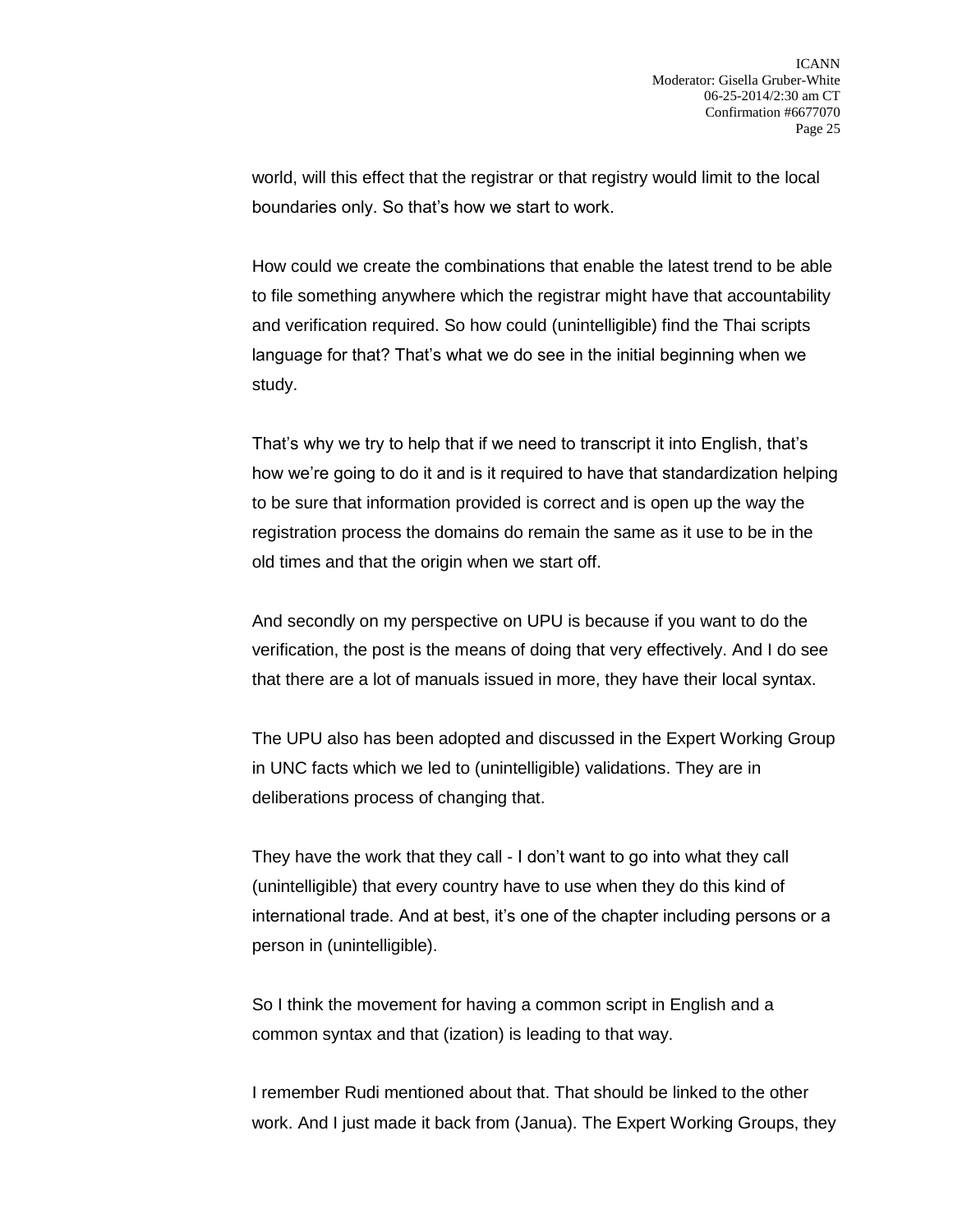world, will this effect that the registrar or that registry would limit to the local boundaries only. So that's how we start to work.

How could we create the combinations that enable the latest trend to be able to file something anywhere which the registrar might have that accountability and verification required. So how could (unintelligible) find the Thai scripts language for that? That's what we do see in the initial beginning when we study.

That's why we try to help that if we need to transcript it into English, that's how we're going to do it and is it required to have that standardization helping to be sure that information provided is correct and is open up the way the registration process the domains do remain the same as it use to be in the old times and that the origin when we start off.

And secondly on my perspective on UPU is because if you want to do the verification, the post is the means of doing that very effectively. And I do see that there are a lot of manuals issued in more, they have their local syntax.

The UPU also has been adopted and discussed in the Expert Working Group in UNC facts which we led to (unintelligible) validations. They are in deliberations process of changing that.

They have the work that they call - I don't want to go into what they call (unintelligible) that every country have to use when they do this kind of international trade. And at best, it's one of the chapter including persons or a person in (unintelligible).

So I think the movement for having a common script in English and a common syntax and that (ization) is leading to that way.

I remember Rudi mentioned about that. That should be linked to the other work. And I just made it back from (Janua). The Expert Working Groups, they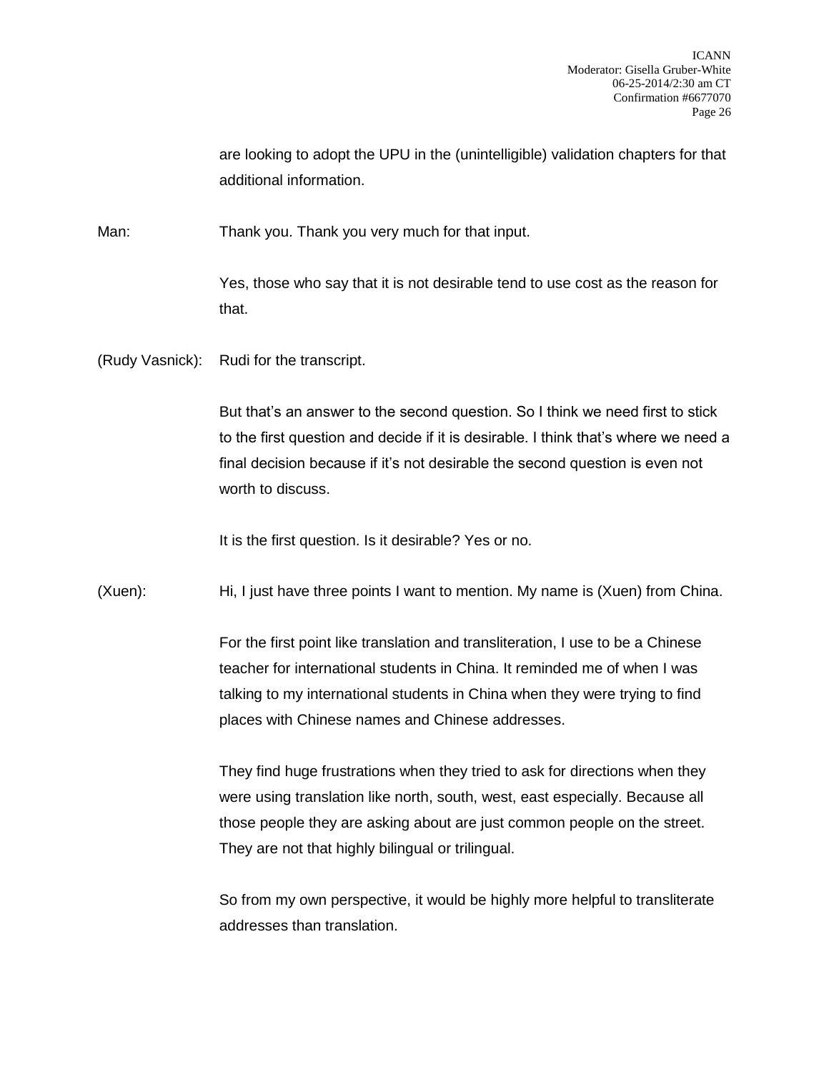are looking to adopt the UPU in the (unintelligible) validation chapters for that additional information.

Man: Thank you. Thank you very much for that input.

Yes, those who say that it is not desirable tend to use cost as the reason for that.

(Rudy Vasnick): Rudi for the transcript.

But that's an answer to the second question. So I think we need first to stick to the first question and decide if it is desirable. I think that's where we need a final decision because if it's not desirable the second question is even not worth to discuss.

It is the first question. Is it desirable? Yes or no.

(Xuen): Hi, I just have three points I want to mention. My name is (Xuen) from China.

For the first point like translation and transliteration, I use to be a Chinese teacher for international students in China. It reminded me of when I was talking to my international students in China when they were trying to find places with Chinese names and Chinese addresses.

They find huge frustrations when they tried to ask for directions when they were using translation like north, south, west, east especially. Because all those people they are asking about are just common people on the street. They are not that highly bilingual or trilingual.

So from my own perspective, it would be highly more helpful to transliterate addresses than translation.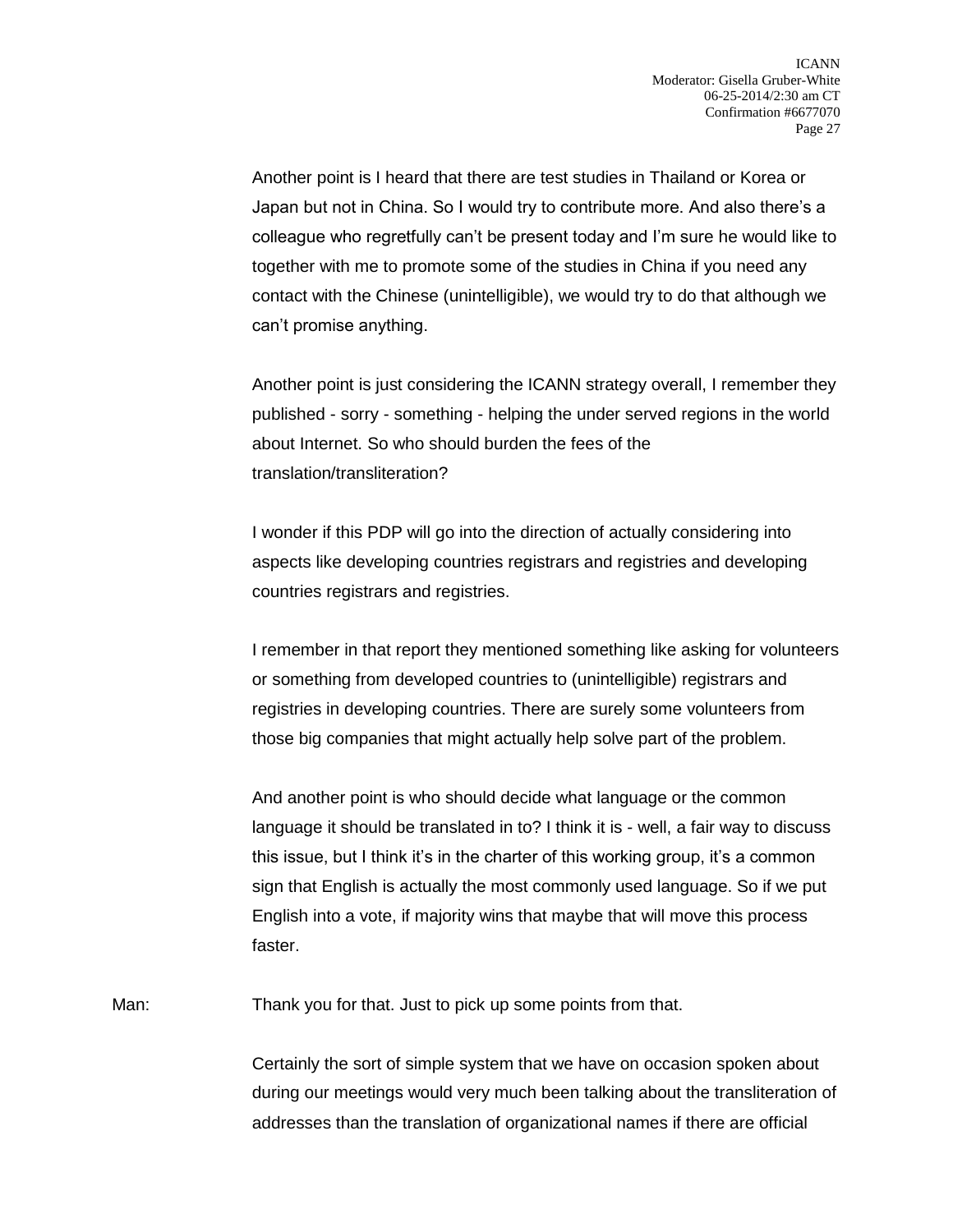Another point is I heard that there are test studies in Thailand or Korea or Japan but not in China. So I would try to contribute more. And also there's a colleague who regretfully can't be present today and I'm sure he would like to together with me to promote some of the studies in China if you need any contact with the Chinese (unintelligible), we would try to do that although we can't promise anything.

Another point is just considering the ICANN strategy overall, I remember they published - sorry - something - helping the under served regions in the world about Internet. So who should burden the fees of the translation/transliteration?

I wonder if this PDP will go into the direction of actually considering into aspects like developing countries registrars and registries and developing countries registrars and registries.

I remember in that report they mentioned something like asking for volunteers or something from developed countries to (unintelligible) registrars and registries in developing countries. There are surely some volunteers from those big companies that might actually help solve part of the problem.

And another point is who should decide what language or the common language it should be translated in to? I think it is - well, a fair way to discuss this issue, but I think it's in the charter of this working group, it's a common sign that English is actually the most commonly used language. So if we put English into a vote, if majority wins that maybe that will move this process faster.

Man: Thank you for that. Just to pick up some points from that.

Certainly the sort of simple system that we have on occasion spoken about during our meetings would very much been talking about the transliteration of addresses than the translation of organizational names if there are official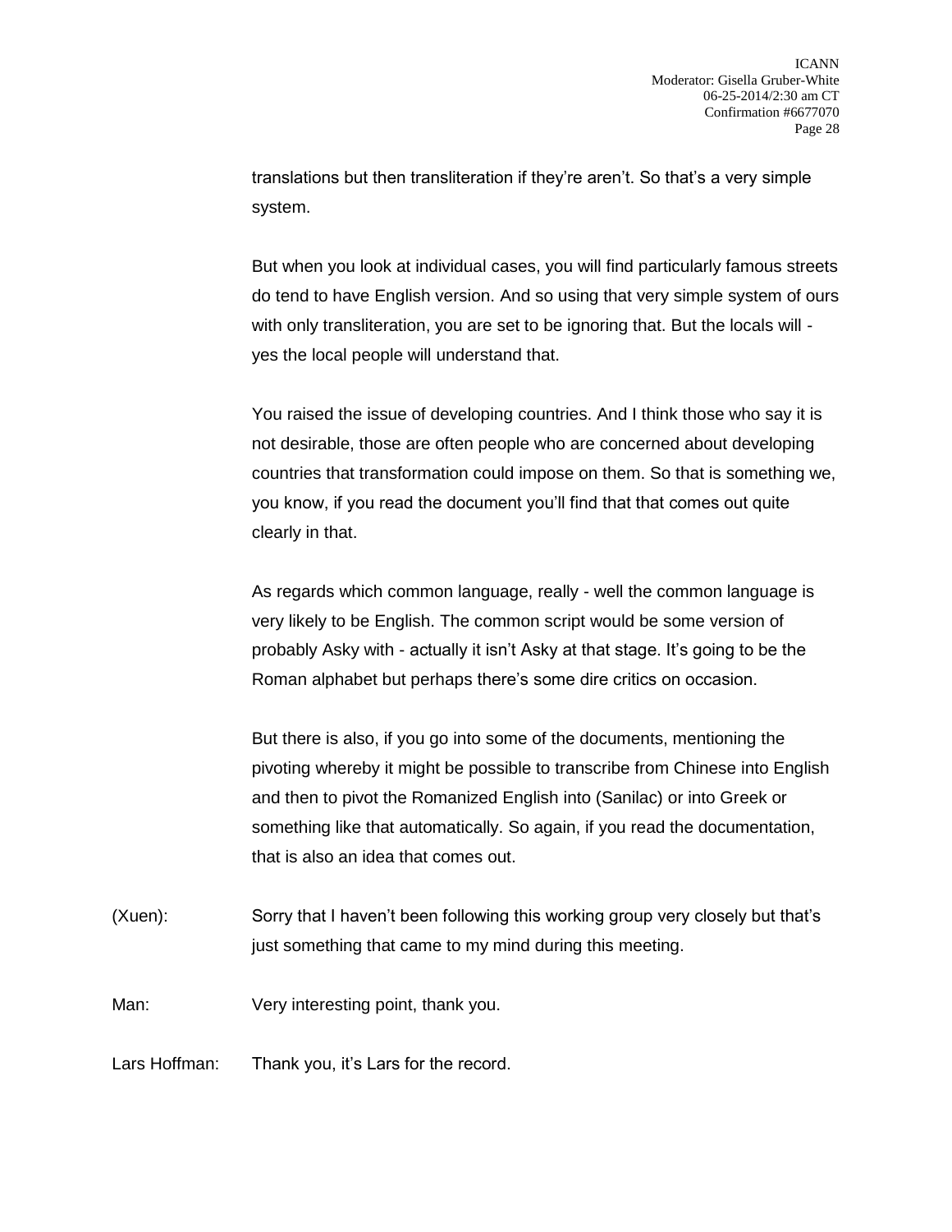translations but then transliteration if they're aren't. So that's a very simple system.

But when you look at individual cases, you will find particularly famous streets do tend to have English version. And so using that very simple system of ours with only transliteration, you are set to be ignoring that. But the locals will - yes the local people will understand that.

You raised the issue of developing countries. And I think those who say it is not desirable, those are often people who are concerned about developing countries that transformation could impose on them. So that is something we, you know, if you read the document you'll find that that comes out quite clearly in that.

As regards which common language, really - well the common language is very likely to be English. The common script would be some version of probably Asky with - actually it isn't Asky at that stage. It's going to be the Roman alphabet but perhaps there's some dire critics on occasion.

But there is also, if you go into some of the documents, mentioning the pivoting whereby it might be possible to transcribe from Chinese into English and then to pivot the Romanized English into (Sanilac) or into Greek or something like that automatically. So again, if you read the documentation, that is also an idea that comes out.

(Xuen): Sorry that I haven't been following this working group very closely but that's just something that came to my mind during this meeting.

Man: Very interesting point, thank you.

Lars Hoffman: Thank you, it's Lars for the record.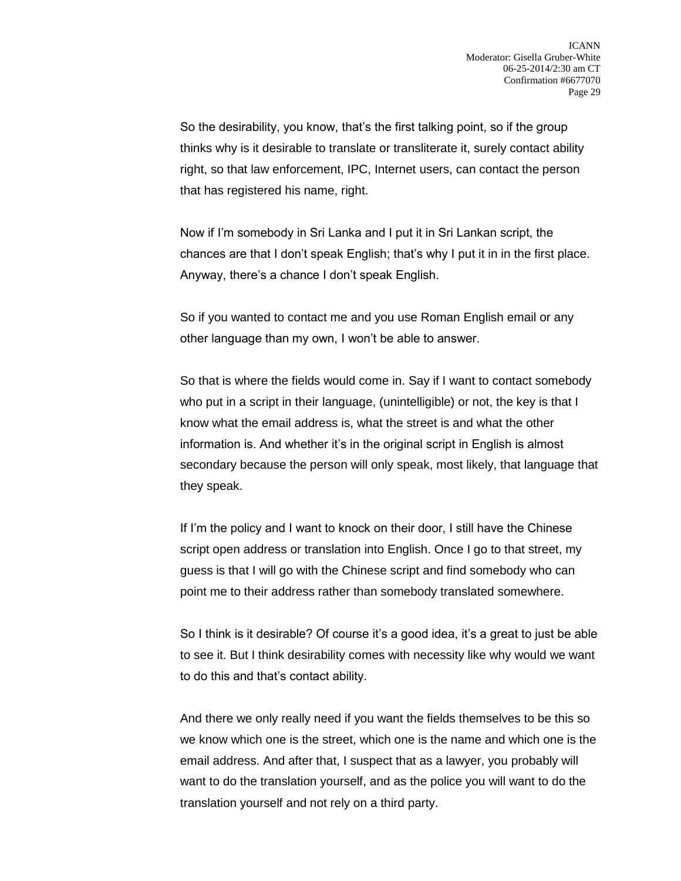So the desirability, you know, that's the first talking point, so if the group thinks why is it desirable to translate or transliterate it, surely contact ability right, so that law enforcement, IPC, Internet users, can contact the person that has registered his name, right.

Now if I'm somebody in Sri Lanka and I put it in Sri Lankan script, the chances are that I don't speak English; that's why I put it in in the first place. Anyway, there's a chance I don't speak English.

So if you wanted to contact me and you use Roman English email or any other language than my own, I won't be able to answer.

So that is where the fields would come in. Say if I want to contact somebody who put in a script in their language, (unintelligible) or not, the key is that I know what the email address is, what the street is and what the other information is. And whether it's in the original script in English is almost secondary because the person will only speak, most likely, that language that they speak.

If I'm the policy and I want to knock on their door, I still have the Chinese script open address or translation into English. Once I go to that street, my guess is that I will go with the Chinese script and find somebody who can point me to their address rather than somebody translated somewhere.

So I think is it desirable? Of course it's a good idea, it's a great to just be able to see it. But I think desirability comes with necessity like why would we want to do this and that's contact ability.

And there we only really need if you want the fields themselves to be this so we know which one is the street, which one is the name and which one is the email address. And after that, I suspect that as a lawyer, you probably will want to do the translation yourself, and as the police you will want to do the translation yourself and not rely on a third party.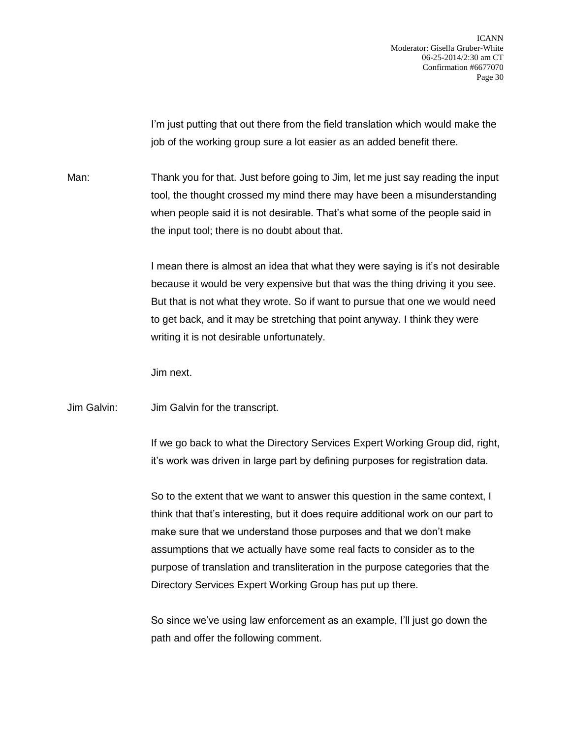I'm just putting that out there from the field translation which would make the job of the working group sure a lot easier as an added benefit there.

Man: Thank you for that. Just before going to Jim, let me just say reading the input tool, the thought crossed my mind there may have been a misunderstanding when people said it is not desirable. That's what some of the people said in the input tool; there is no doubt about that.

I mean there is almost an idea that what they were saying is it's not desirable because it would be very expensive but that was the thing driving it you see. But that is not what they wrote. So if want to pursue that one we would need to get back, and it may be stretching that point anyway. I think they were writing it is not desirable unfortunately.

Jim next.

Jim Galvin: Jim Galvin for the transcript.

If we go back to what the Directory Services Expert Working Group did, right, it's work was driven in large part by defining purposes for registration data.

So to the extent that we want to answer this question in the same context, I think that that's interesting, but it does require additional work on our part to make sure that we understand those purposes and that we don't make assumptions that we actually have some real facts to consider as to the purpose of translation and transliteration in the purpose categories that the Directory Services Expert Working Group has put up there.

So since we've using law enforcement as an example, I'll just go down the path and offer the following comment.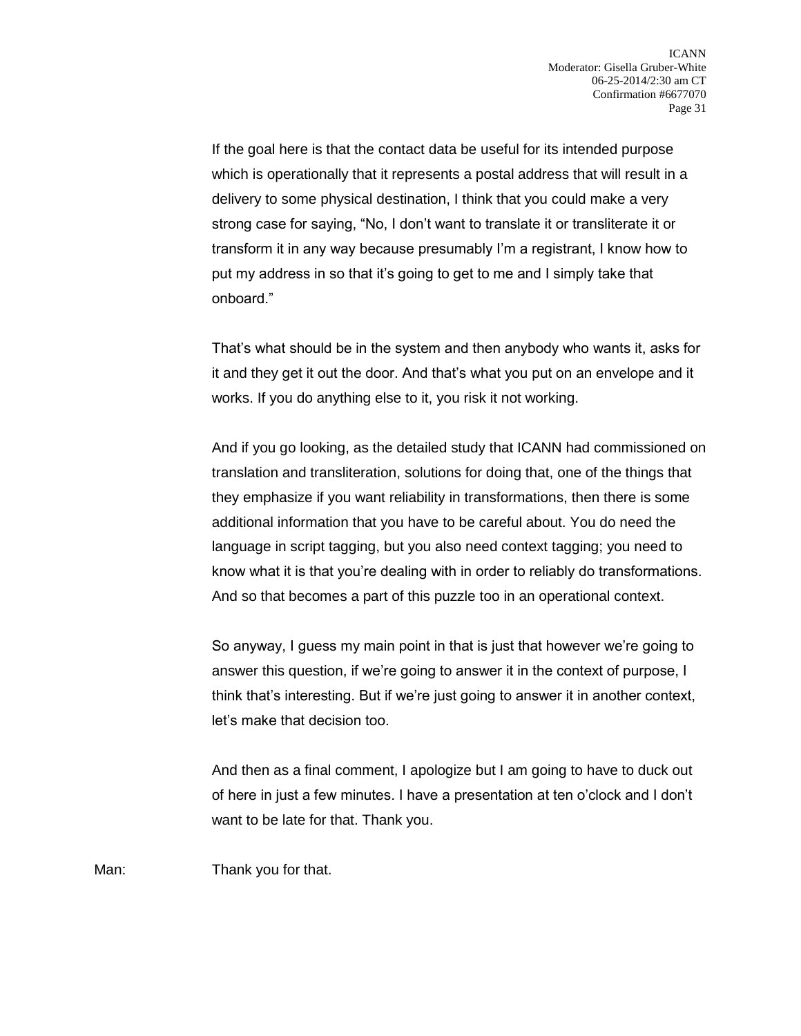If the goal here is that the contact data be useful for its intended purpose which is operationally that it represents a postal address that will result in a delivery to some physical destination, I think that you could make a very strong case for saying, "No, I don't want to translate it or transliterate it or transform it in any way because presumably I'm a registrant, I know how to put my address in so that it's going to get to me and I simply take that onboard."

That's what should be in the system and then anybody who wants it, asks for it and they get it out the door. And that's what you put on an envelope and it works. If you do anything else to it, you risk it not working.

And if you go looking, as the detailed study that ICANN had commissioned on translation and transliteration, solutions for doing that, one of the things that they emphasize if you want reliability in transformations, then there is some additional information that you have to be careful about. You do need the language in script tagging, but you also need context tagging; you need to know what it is that you're dealing with in order to reliably do transformations. And so that becomes a part of this puzzle too in an operational context.

So anyway, I guess my main point in that is just that however we're going to answer this question, if we're going to answer it in the context of purpose, I think that's interesting. But if we're just going to answer it in another context, let's make that decision too.

And then as a final comment, I apologize but I am going to have to duck out of here in just a few minutes. I have a presentation at ten o'clock and I don't want to be late for that. Thank you.

Man: Thank you for that.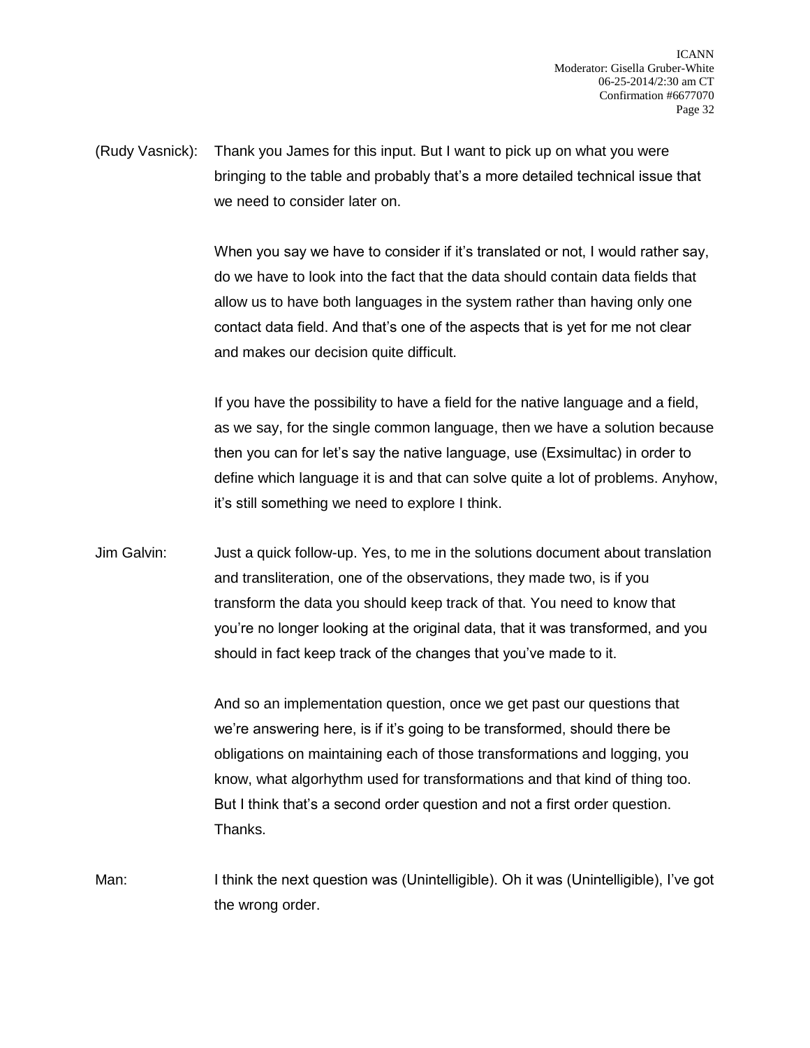(Rudy Vasnick): Thank you James for this input. But I want to pick up on what you were bringing to the table and probably that's a more detailed technical issue that we need to consider later on.

When you say we have to consider if it's translated or not, I would rather say, do we have to look into the fact that the data should contain data fields that allow us to have both languages in the system rather than having only one contact data field. And that's one of the aspects that is yet for me not clear and makes our decision quite difficult.

If you have the possibility to have a field for the native language and a field, as we say, for the single common language, then we have a solution because then you can for let's say the native language, use (Exsimultac) in order to define which language it is and that can solve quite a lot of problems. Anyhow, it's still something we need to explore I think.

Jim Galvin: Just a quick follow-up. Yes, to me in the solutions document about translation and transliteration, one of the observations, they made two, is if you transform the data you should keep track of that. You need to know that you're no longer looking at the original data, that it was transformed, and you should in fact keep track of the changes that you've made to it.

And so an implementation question, once we get past our questions that we're answering here, is if it's going to be transformed, should there be obligations on maintaining each of those transformations and logging, you know, what algorhythm used for transformations and that kind of thing too. But I think that's a second order question and not a first order question. Thanks.

Man: I think the next question was (Unintelligible). Oh it was (Unintelligible), I've got the wrong order.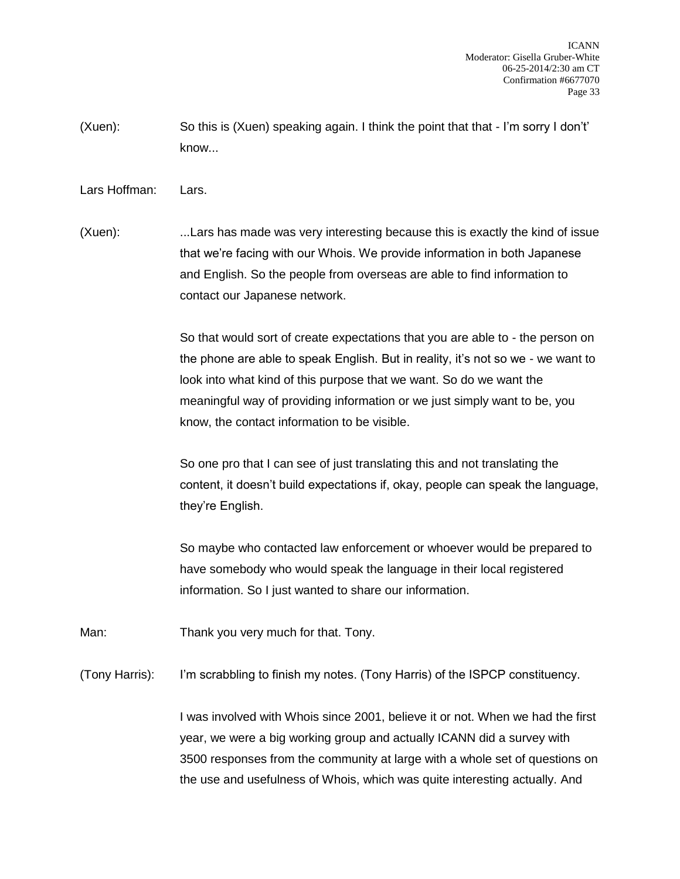(Xuen): So this is (Xuen) speaking again. I think the point that that - I'm sorry I don't' know...

Lars Hoffman: Lars.

(Xuen): ...Lars has made was very interesting because this is exactly the kind of issue that we're facing with our Whois. We provide information in both Japanese and English. So the people from overseas are able to find information to contact our Japanese network.

So that would sort of create expectations that you are able to - the person on the phone are able to speak English. But in reality, it's not so we - we want to look into what kind of this purpose that we want. So do we want the meaningful way of providing information or we just simply want to be, you know, the contact information to be visible.

So one pro that I can see of just translating this and not translating the content, it doesn't build expectations if, okay, people can speak the language, they're English.

So maybe who contacted law enforcement or whoever would be prepared to have somebody who would speak the language in their local registered information. So I just wanted to share our information.

Man: Thank you very much for that. Tony.

(Tony Harris): I'm scrabbling to finish my notes. (Tony Harris) of the ISPCP constituency.

I was involved with Whois since 2001, believe it or not. When we had the first year, we were a big working group and actually ICANN did a survey with 3500 responses from the community at large with a whole set of questions on the use and usefulness of Whois, which was quite interesting actually. And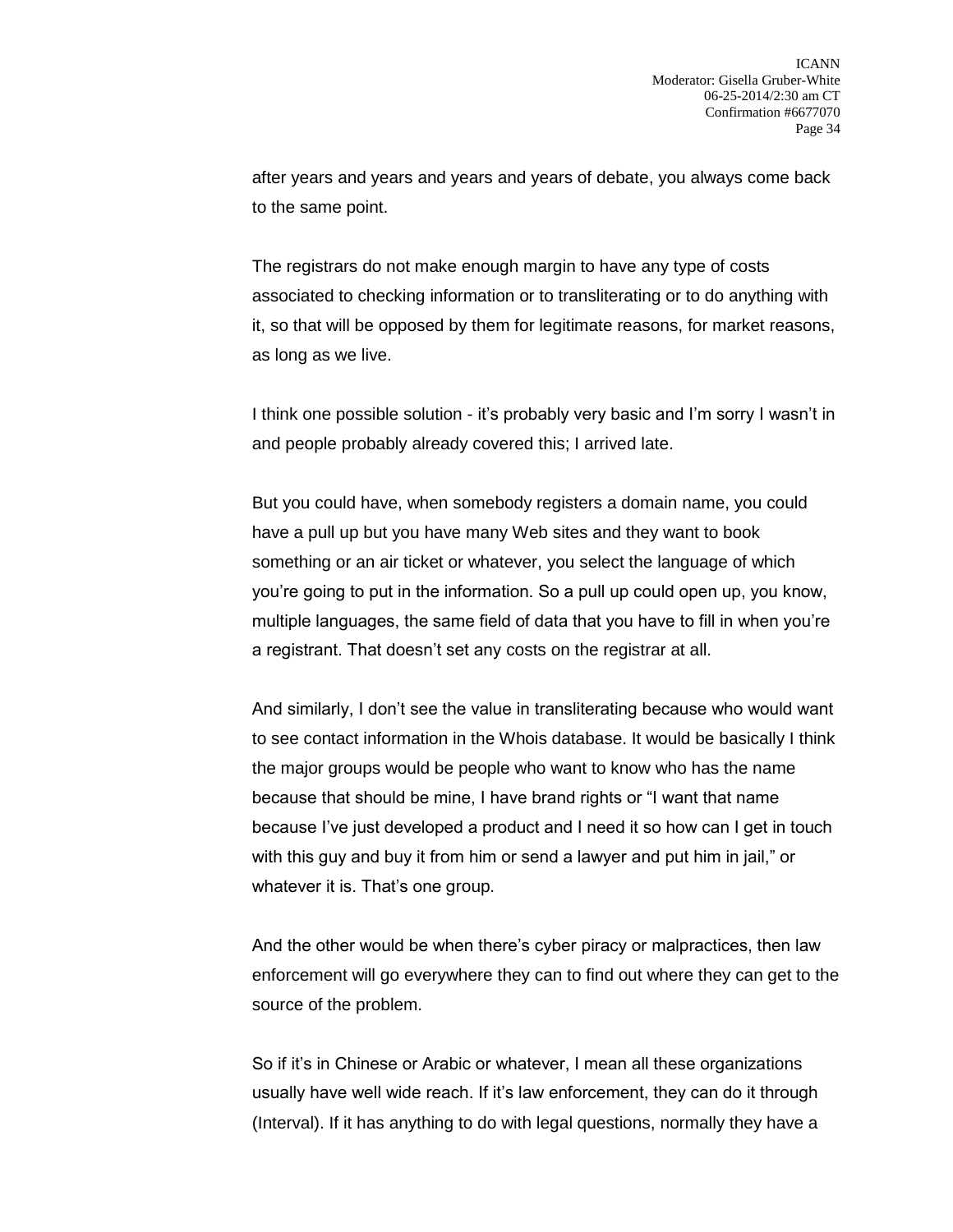after years and years and years and years of debate, you always come back to the same point.

The registrars do not make enough margin to have any type of costs associated to checking information or to transliterating or to do anything with it, so that will be opposed by them for legitimate reasons, for market reasons, as long as we live.

I think one possible solution - it's probably very basic and I'm sorry I wasn't in and people probably already covered this; I arrived late.

But you could have, when somebody registers a domain name, you could have a pull up but you have many Web sites and they want to book something or an air ticket or whatever, you select the language of which you're going to put in the information. So a pull up could open up, you know, multiple languages, the same field of data that you have to fill in when you're a registrant. That doesn't set any costs on the registrar at all.

And similarly, I don't see the value in transliterating because who would want to see contact information in the Whois database. It would be basically I think the major groups would be people who want to know who has the name because that should be mine, I have brand rights or "I want that name because I've just developed a product and I need it so how can I get in touch with this guy and buy it from him or send a lawyer and put him in jail," or whatever it is. That's one group.

And the other would be when there's cyber piracy or malpractices, then law enforcement will go everywhere they can to find out where they can get to the source of the problem.

So if it's in Chinese or Arabic or whatever, I mean all these organizations usually have well wide reach. If it's law enforcement, they can do it through (Interval). If it has anything to do with legal questions, normally they have a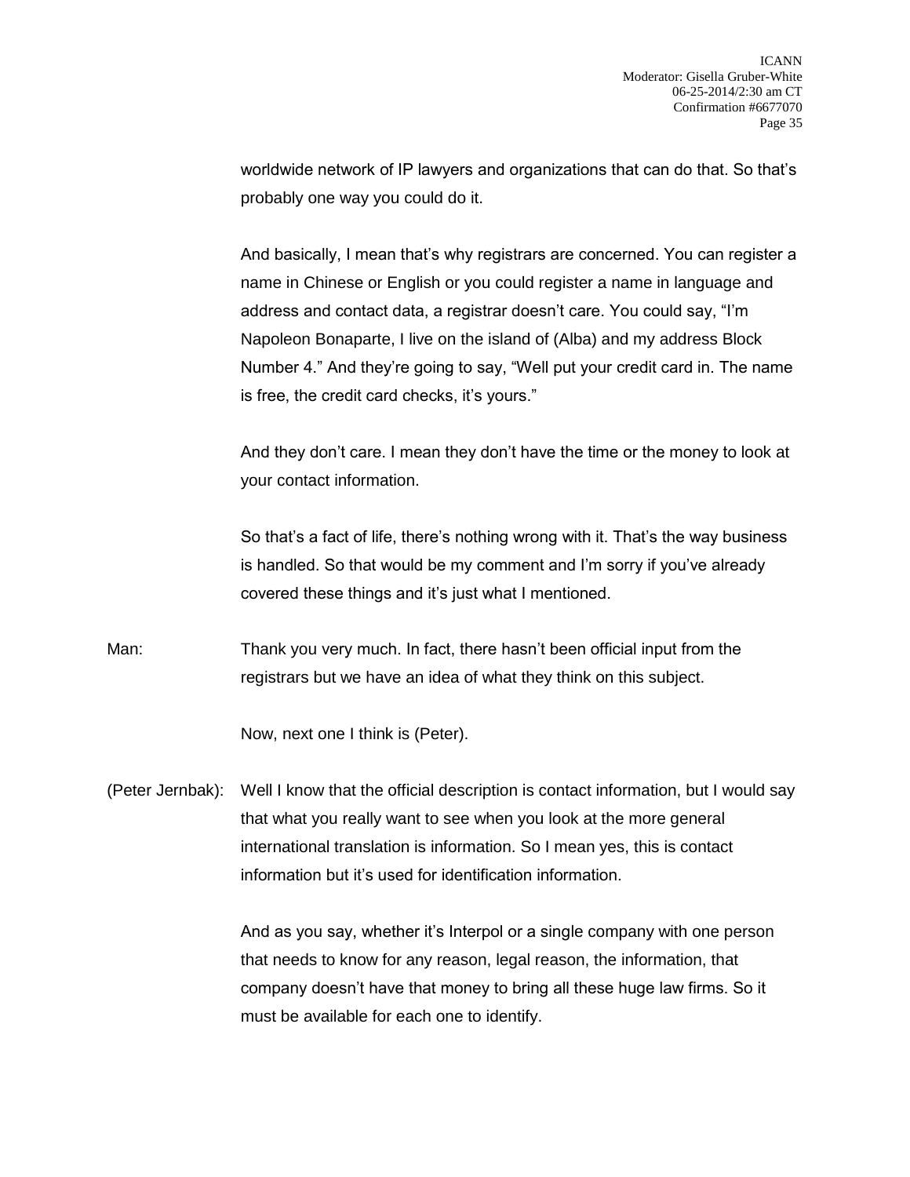worldwide network of IP lawyers and organizations that can do that. So that's probably one way you could do it.

And basically, I mean that's why registrars are concerned. You can register a name in Chinese or English or you could register a name in language and address and contact data, a registrar doesn't care. You could say, "I'm Napoleon Bonaparte, I live on the island of (Alba) and my address Block Number 4." And they're going to say, "Well put your credit card in. The name is free, the credit card checks, it's yours."

And they don't care. I mean they don't have the time or the money to look at your contact information.

So that's a fact of life, there's nothing wrong with it. That's the way business is handled. So that would be my comment and I'm sorry if you've already covered these things and it's just what I mentioned.

Man: Thank you very much. In fact, there hasn't been official input from the registrars but we have an idea of what they think on this subject.

Now, next one I think is (Peter).

(Peter Jernbak): Well I know that the official description is contact information, but I would say that what you really want to see when you look at the more general international translation is information. So I mean yes, this is contact information but it's used for identification information.

And as you say, whether it's Interpol or a single company with one person that needs to know for any reason, legal reason, the information, that company doesn't have that money to bring all these huge law firms. So it must be available for each one to identify.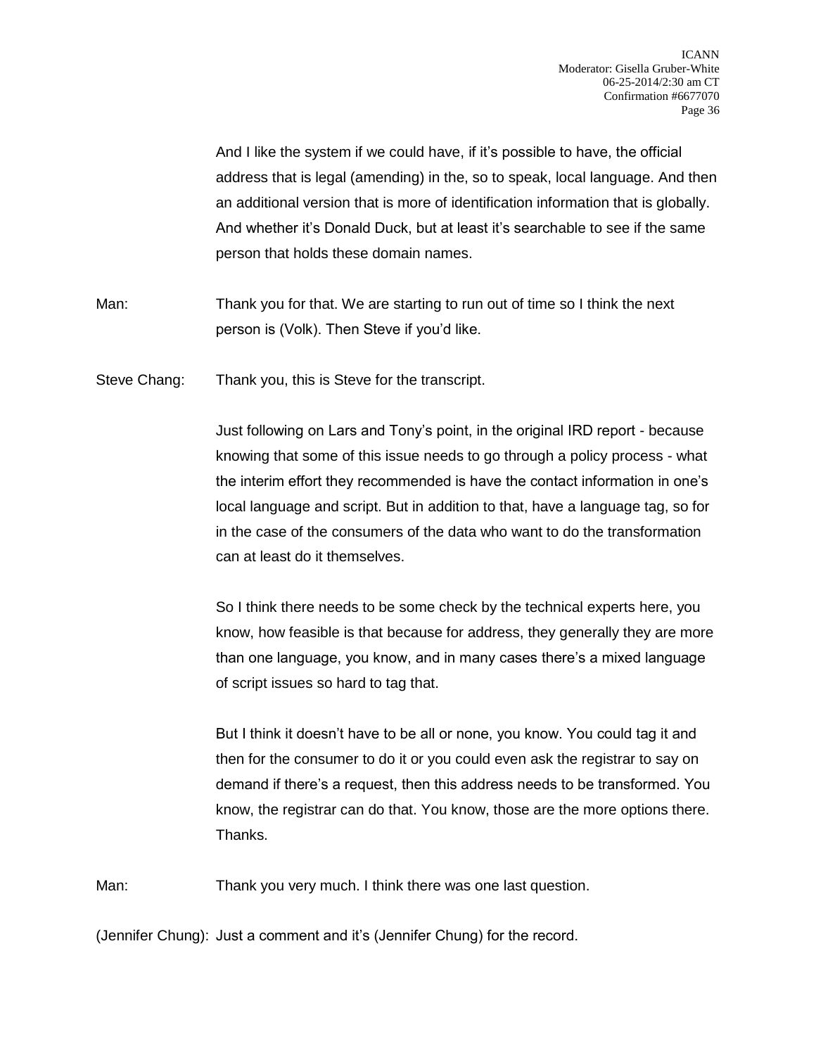And I like the system if we could have, if it's possible to have, the official address that is legal (amending) in the, so to speak, local language. And then an additional version that is more of identification information that is globally. And whether it's Donald Duck, but at least it's searchable to see if the same person that holds these domain names.

Man: Thank you for that. We are starting to run out of time so I think the next person is (Volk). Then Steve if you'd like.

Steve Chang: Thank you, this is Steve for the transcript.

Just following on Lars and Tony's point, in the original IRD report - because knowing that some of this issue needs to go through a policy process - what the interim effort they recommended is have the contact information in one's local language and script. But in addition to that, have a language tag, so for in the case of the consumers of the data who want to do the transformation can at least do it themselves.

So I think there needs to be some check by the technical experts here, you know, how feasible is that because for address, they generally they are more than one language, you know, and in many cases there's a mixed language of script issues so hard to tag that.

But I think it doesn't have to be all or none, you know. You could tag it and then for the consumer to do it or you could even ask the registrar to say on demand if there's a request, then this address needs to be transformed. You know, the registrar can do that. You know, those are the more options there. Thanks.

Man: Thank you very much. I think there was one last question.

(Jennifer Chung): Just a comment and it's (Jennifer Chung) for the record.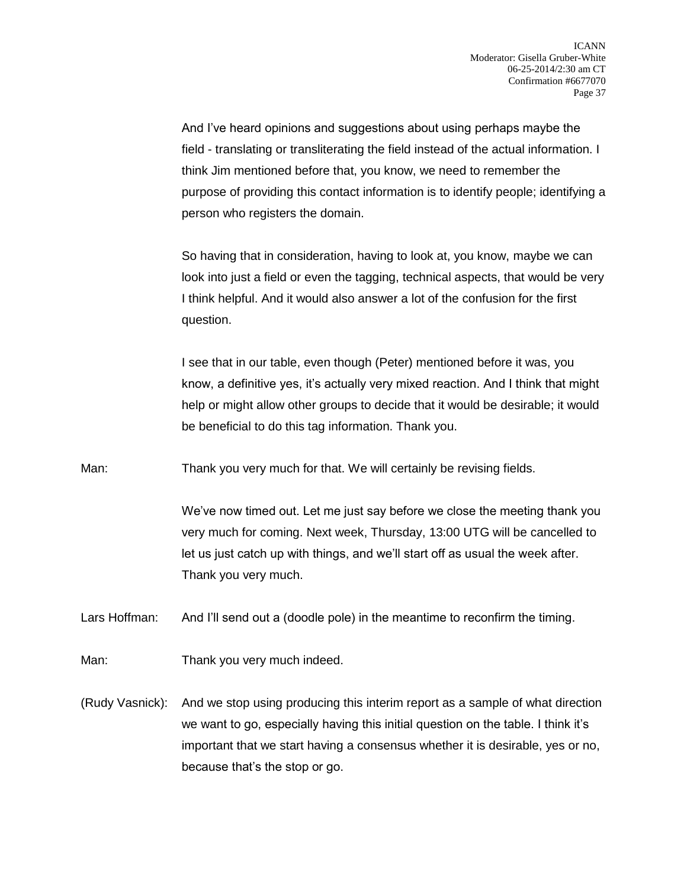And I've heard opinions and suggestions about using perhaps maybe the field - translating or transliterating the field instead of the actual information. I think Jim mentioned before that, you know, we need to remember the purpose of providing this contact information is to identify people; identifying a person who registers the domain.

So having that in consideration, having to look at, you know, maybe we can look into just a field or even the tagging, technical aspects, that would be very I think helpful. And it would also answer a lot of the confusion for the first question.

I see that in our table, even though (Peter) mentioned before it was, you know, a definitive yes, it's actually very mixed reaction. And I think that might help or might allow other groups to decide that it would be desirable; it would be beneficial to do this tag information. Thank you.

Man: Thank you very much for that. We will certainly be revising fields.

We've now timed out. Let me just say before we close the meeting thank you very much for coming. Next week, Thursday, 13:00 UTG will be cancelled to let us just catch up with things, and we'll start off as usual the week after. Thank you very much.

Lars Hoffman: And I'll send out a (doodle pole) in the meantime to reconfirm the timing.

Man: Thank you very much indeed.

(Rudy Vasnick): And we stop using producing this interim report as a sample of what direction we want to go, especially having this initial question on the table. I think it's important that we start having a consensus whether it is desirable, yes or no, because that's the stop or go.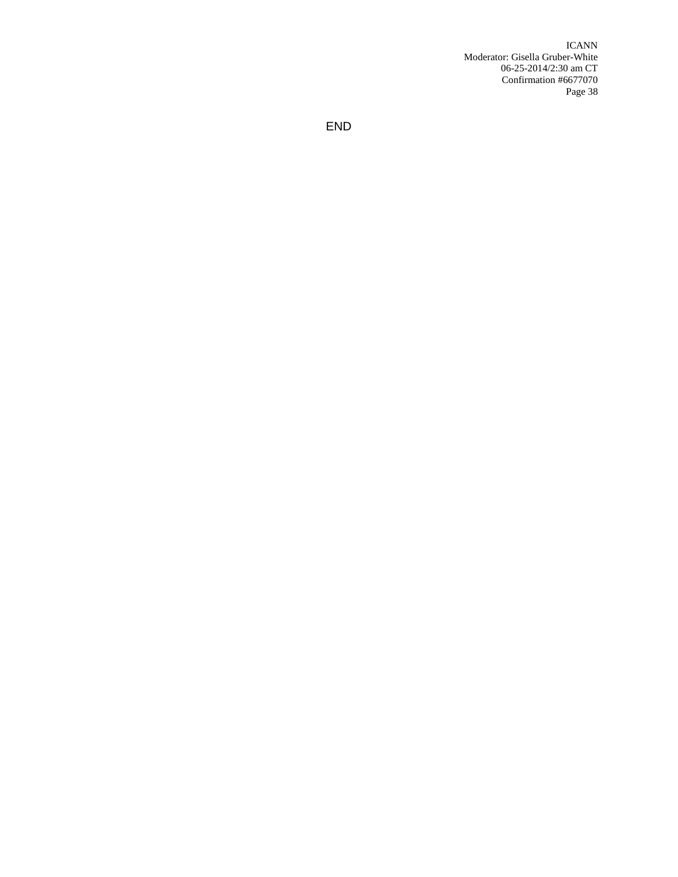END